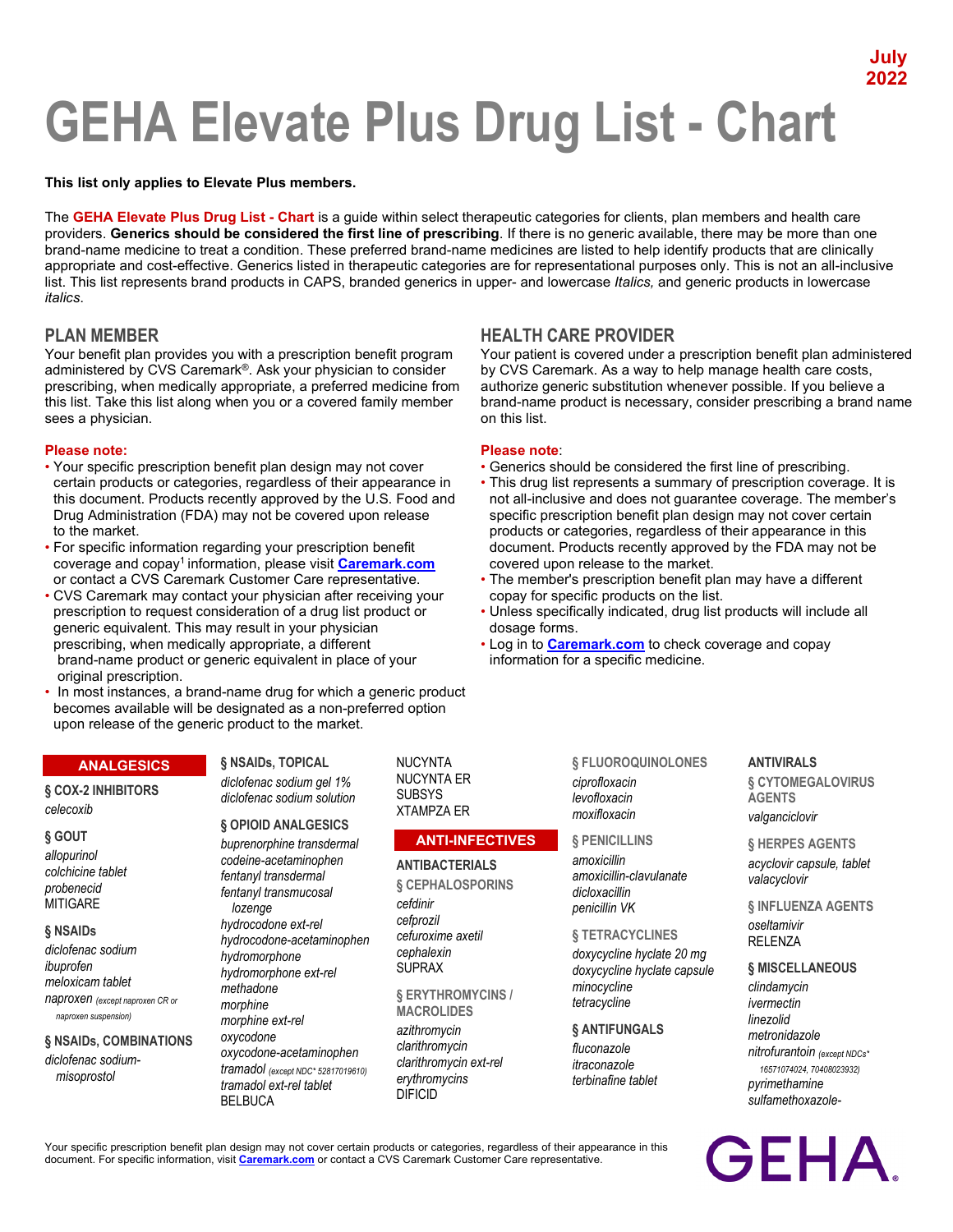July 2022

# GEHA Elevate Plus Drug List - Chart

**This list only applies to Elevate Plus members.**

The **GEHA Elevate Plus Drug List - Chart** is a guide within select therapeutic categories for clients, plan members and health care providers. **Generics should be considered the first line of prescribing**. If there is no generic available, there may be more than one brand-name medicine to treat a condition. These preferred brand-name medicines are listed to help identify products that are clinically appropriate and cost-effective. Generics listed in therapeutic categories are for representational purposes only. This is not an all-inclusive list. This list represents brand products in CAPS, branded generics in upper- and lowercase *Italics,* and generic products in lowercase *italics*.

## PLAN MEMBER

Your benefit plan provides you with a prescription benefit program administered by CVS Caremark®. Ask your physician to consider prescribing, when medically appropriate, a preferred medicine from this list. Take this list along when you or a covered family member sees a physician.

**Please note:**

- Your specific prescription benefit plan design may not cover certain products or categories, regardless of their appearance in this document. Products recently approved by the U.S. Food and Drug Administration (FDA) may not be covered upon release to the market.
- For specific information regarding your prescription benefit coverage and copay[1] information, please visit **Caremark.com** or contact a CVS Caremark Customer Care representative.
- CVS Caremark may contact your physician after receiving your prescription to request consideration of a drug list product or generic equivalent. This may result in your physician prescribing, when medically appropriate, a different brand-name product or generic equivalent in place of your original prescription.
- In most instances, a brand-name drug for which a generic product becomes available will be designated as a non-preferred option upon release of the generic product to the market.

## HEALTH CARE PROVIDER

Your patient is covered under a prescription benefit plan administered by CVS Caremark. As a way to help manage health care costs, authorize generic substitution whenever possible. If you believe a brand-name product is necessary, consider prescribing a brand name on this list.

**Please note**:

- Generics should be considered the first line of prescribing.
- This drug list represents a summary of prescription coverage. It is not all-inclusive and does not guarantee coverage. The member's specific prescription benefit plan design may not cover certain products or categories, regardless of their appearance in this document. Products recently approved by the FDA may not be covered upon release to the market.
- The member's prescription benefit plan may have a different copay for specific products on the list.
- Unless specifically indicated, drug list products will include all dosage forms.
- Log in to **Caremark.com** to check coverage and copay information for a specific medicine.

## ANALGESICS

### § COX-2 INHIBITORS
*celecoxib*

### § GOUT
*allopurinol*
*colchicine tablet*
*probenecid*
MITIGARE

### § NSAIDs
*diclofenac sodium*
*ibuprofen*
*meloxicam tablet*
*naproxen* *(except naproxen CR or naproxen suspension)*

### § NSAIDs, COMBINATIONS
*diclofenac sodium-misoprostol*

### § NSAIDs, TOPICAL
*diclofenac sodium gel 1%*
*diclofenac sodium solution*

### § OPIOID ANALGESICS
*buprenorphine transdermal*
*codeine-acetaminophen*
*fentanyl transdermal*
*fentanyl transmucosal lozenge*
*hydrocodone ext-rel*
*hydrocodone-acetaminophen*
*hydromorphone*
*hydromorphone ext-rel*
*methadone*
*morphine*
*morphine ext-rel*
*oxycodone*
*oxycodone-acetaminophen*
*tramadol* *(except NDC* 52817019610)*
*tramadol ext-rel tablet*
BELBUCA
NUCYNTA
NUCYNTA ER
SUBSYS
XTAMPZA ER

## ANTI-INFECTIVES

### ANTIBACTERIALS

### § CEPHALOSPORINS
*cefdinir*
*cefprozil*
*cefuroxime axetil*
*cephalexin*
SUPRAX

### § ERYTHROMYCINS / MACROLIDES
*azithromycin*
*clarithromycin*
*clarithromycin ext-rel*
*erythromycins*
DIFICID

### § FLUOROQUINOLONES
*ciprofloxacin*
*levofloxacin*
*moxifloxacin*

### § PENICILLINS
*amoxicillin*
*amoxicillin-clavulanate*
*dicloxacillin*
*penicillin VK*

### § TETRACYCLINES
*doxycycline hyclate 20 mg*
*doxycycline hyclate capsule*
*minocycline*
*tetracycline*

### § ANTIFUNGALS
*fluconazole*
*itraconazole*
*terbinafine tablet*

### ANTIVIRALS

### § CYTOMEGALOVIRUS AGENTS
*valganciclovir*

### § HERPES AGENTS
*acyclovir capsule, tablet*
*valacyclovir*

### § INFLUENZA AGENTS
*oseltamivir*
RELENZA

### § MISCELLANEOUS
*clindamycin*
*ivermectin*
*linezolid*
*metronidazole*
*nitrofurantoin* *(except NDCs* 16571074024, 70408023932)*
*pyrimethamine*
*sulfamethoxazole-*

Your specific prescription benefit plan design may not cover certain products or categories, regardless of their appearance in this document. For specific information, visit **Caremark.com** or contact a CVS Caremark Customer Care representative.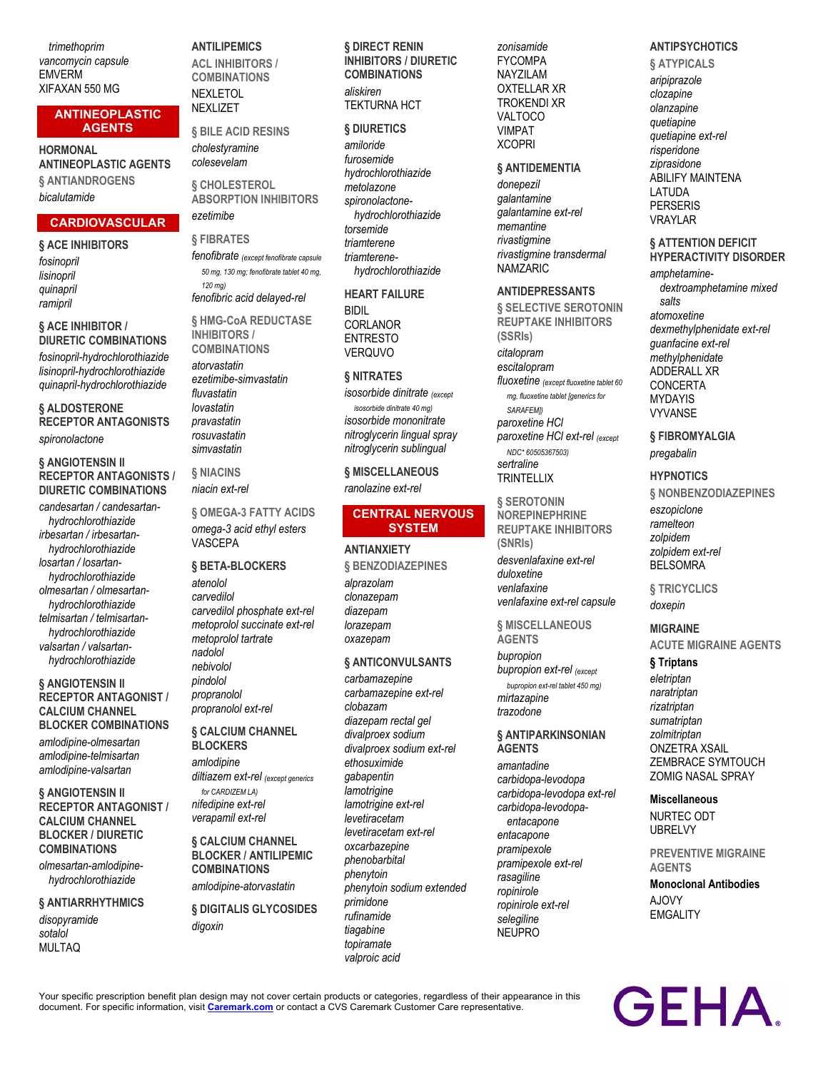*trimethoprim*
*vancomycin capsule*
EMVERM
XIFAXAN 550 MG

## ANTINEOPLASTIC AGENTS

### HORMONAL ANTINEOPLASTIC AGENTS

#### § ANTIANDROGENS

*bicalutamide*

## CARDIOVASCULAR

### § ACE INHIBITORS

*fosinopril*
*lisinopril*
*quinapril*
*ramipril*

### § ACE INHIBITOR / DIURETIC COMBINATIONS

*fosinopril-hydrochlorothiazide*
*lisinopril-hydrochlorothiazide*
*quinapril-hydrochlorothiazide*

### § ALDOSTERONE RECEPTOR ANTAGONISTS

*spironolactone*

### § ANGIOTENSIN II RECEPTOR ANTAGONISTS / DIURETIC COMBINATIONS

*candesartan / candesartan-hydrochlorothiazide*
*irbesartan / irbesartan-hydrochlorothiazide*
*losartan / losartan-hydrochlorothiazide*
*olmesartan / olmesartan-hydrochlorothiazide*
*telmisartan / telmisartan-hydrochlorothiazide*
*valsartan / valsartan-hydrochlorothiazide*

### § ANGIOTENSIN II RECEPTOR ANTAGONIST / CALCIUM CHANNEL BLOCKER COMBINATIONS

*amlodipine-olmesartan*
*amlodipine-telmisartan*
*amlodipine-valsartan*

### § ANGIOTENSIN II RECEPTOR ANTAGONIST / CALCIUM CHANNEL BLOCKER / DIURETIC COMBINATIONS

*olmesartan-amlodipine-hydrochlorothiazide*

### § ANTIARRHYTHMICS

*disopyramide*
*sotalol*
MULTAQ

### ANTILIPEMICS

#### ACL INHIBITORS / COMBINATIONS

NEXLETOL
NEXLIZET

#### § BILE ACID RESINS

*cholestyramine*
*colesevelam*

#### § CHOLESTEROL ABSORPTION INHIBITORS

*ezetimibe*

#### § FIBRATES

*fenofibrate* *(except fenofibrate capsule 50 mg, 130 mg; fenofibrate tablet 40 mg, 120 mg)*
*fenofibric acid delayed-rel*

#### § HMG-CoA REDUCTASE INHIBITORS / COMBINATIONS

*atorvastatin*
*ezetimibe-simvastatin*
*fluvastatin*
*lovastatin*
*pravastatin*
*rosuvastatin*
*simvastatin*

#### § NIACINS

*niacin ext-rel*

#### § OMEGA-3 FATTY ACIDS

*omega-3 acid ethyl esters*
VASCEPA

### § BETA-BLOCKERS

*atenolol*
*carvedilol*
*carvedilol phosphate ext-rel*
*metoprolol succinate ext-rel*
*metoprolol tartrate*
*nadolol*
*nebivolol*
*pindolol*
*propranolol*
*propranolol ext-rel*

### § CALCIUM CHANNEL BLOCKERS

*amlodipine*
*diltiazem ext-rel* *(except generics for CARDIZEM LA)*
*nifedipine ext-rel*
*verapamil ext-rel*

### § CALCIUM CHANNEL BLOCKER / ANTILIPEMIC COMBINATIONS

*amlodipine-atorvastatin*

### § DIGITALIS GLYCOSIDES

*digoxin*

### § DIRECT RENIN INHIBITORS / DIURETIC COMBINATIONS

*aliskiren*
TEKTURNA HCT

### § DIURETICS

*amiloride*
*furosemide*
*hydrochlorothiazide*
*metolazone*
*spironolactone-hydrochlorothiazide*
*torsemide*
*triamterene*
*triamterene-hydrochlorothiazide*

### HEART FAILURE

BIDIL
CORLANOR
ENTRESTO
VERQUVO

### § NITRATES

*isosorbide dinitrate* *(except isosorbide dinitrate 40 mg)*
*isosorbide mononitrate*
*nitroglycerin lingual spray*
*nitroglycerin sublingual*

### § MISCELLANEOUS

*ranolazine ext-rel*

## CENTRAL NERVOUS SYSTEM

### ANTIANXIETY

#### § BENZODIAZEPINES

*alprazolam*
*clonazepam*
*diazepam*
*lorazepam*
*oxazepam*

### § ANTICONVULSANTS

*carbamazepine*
*carbamazepine ext-rel*
*clobazam*
*diazepam rectal gel*
*divalproex sodium*
*divalproex sodium ext-rel*
*ethosuximide*
*gabapentin*
*lamotrigine*
*lamotrigine ext-rel*
*levetiracetam*
*levetiracetam ext-rel*
*oxcarbazepine*
*phenobarbital*
*phenytoin*
*phenytoin sodium extended*
*primidone*
*rufinamide*
*tiagabine*
*topiramate*
*valproic acid*
*zonisamide*
FYCOMPA
NAYZILAM
OXTELLAR XR
TROKENDI XR
VALTOCO
VIMPAT
XCOPRI

### § ANTIDEMENTIA

*donepezil*
*galantamine*
*galantamine ext-rel*
*memantine*
*rivastigmine*
*rivastigmine transdermal*
NAMZARIC

### ANTIDEPRESSANTS

#### § SELECTIVE SEROTONIN REUPTAKE INHIBITORS (SSRIs)

*citalopram*
*escitalopram*
*fluoxetine* *(except fluoxetine tablet 60 mg, fluoxetine tablet [generics for SARAFEM])*
*paroxetine HCl*
*paroxetine HCl ext-rel* *(except NDC* 60505367503)*
*sertraline*
TRINTELLIX

#### § SEROTONIN NOREPINEPHRINE REUPTAKE INHIBITORS (SNRIs)

*desvenlafaxine ext-rel*
*duloxetine*
*venlafaxine*
*venlafaxine ext-rel capsule*

#### § MISCELLANEOUS AGENTS

*bupropion*
*bupropion ext-rel* *(except bupropion ext-rel tablet 450 mg)*
*mirtazapine*
*trazodone*

### § ANTIPARKINSONIAN AGENTS

*amantadine*
*carbidopa-levodopa*
*carbidopa-levodopa ext-rel*
*carbidopa-levodopa-entacapone*
*entacapone*
*pramipexole*
*pramipexole ext-rel*
*rasagiline*
*ropinirole*
*ropinirole ext-rel*
*selegiline*
NEUPRO

### ANTIPSYCHOTICS

#### § ATYPICALS

*aripiprazole*
*clozapine*
*olanzapine*
*quetiapine*
*quetiapine ext-rel*
*risperidone*
*ziprasidone*
ABILIFY MAINTENA
LATUDA
PERSERIS
VRAYLAR

### § ATTENTION DEFICIT HYPERACTIVITY DISORDER

*amphetamine-dextroamphetamine mixed salts*
*atomoxetine*
*dexmethylphenidate ext-rel*
*guanfacine ext-rel*
*methylphenidate*
ADDERALL XR
CONCERTA
MYDAYIS
VYVANSE

### § FIBROMYALGIA

*pregabalin*

### HYPNOTICS

#### § NONBENZODIAZEPINES

*eszopiclone*
*ramelteon*
*zolpidem*
*zolpidem ext-rel*
BELSOMRA

#### § TRICYCLICS

*doxepin*

### MIGRAINE

#### ACUTE MIGRAINE AGENTS

##### § Triptans

*eletriptan*
*naratriptan*
*rizatriptan*
*sumatriptan*
*zolmitriptan*
ONZETRA XSAIL
ZEMBRACE SYMTOUCH
ZOMIG NASAL SPRAY

##### Miscellaneous

NURTEC ODT
UBRELVY

#### PREVENTIVE MIGRAINE AGENTS

##### Monoclonal Antibodies

AJOVY
EMGALITY

Your specific prescription benefit plan design may not cover certain products or categories, regardless of their appearance in this document. For specific information, visit Caremark.com or contact a CVS Caremark Customer Care representative.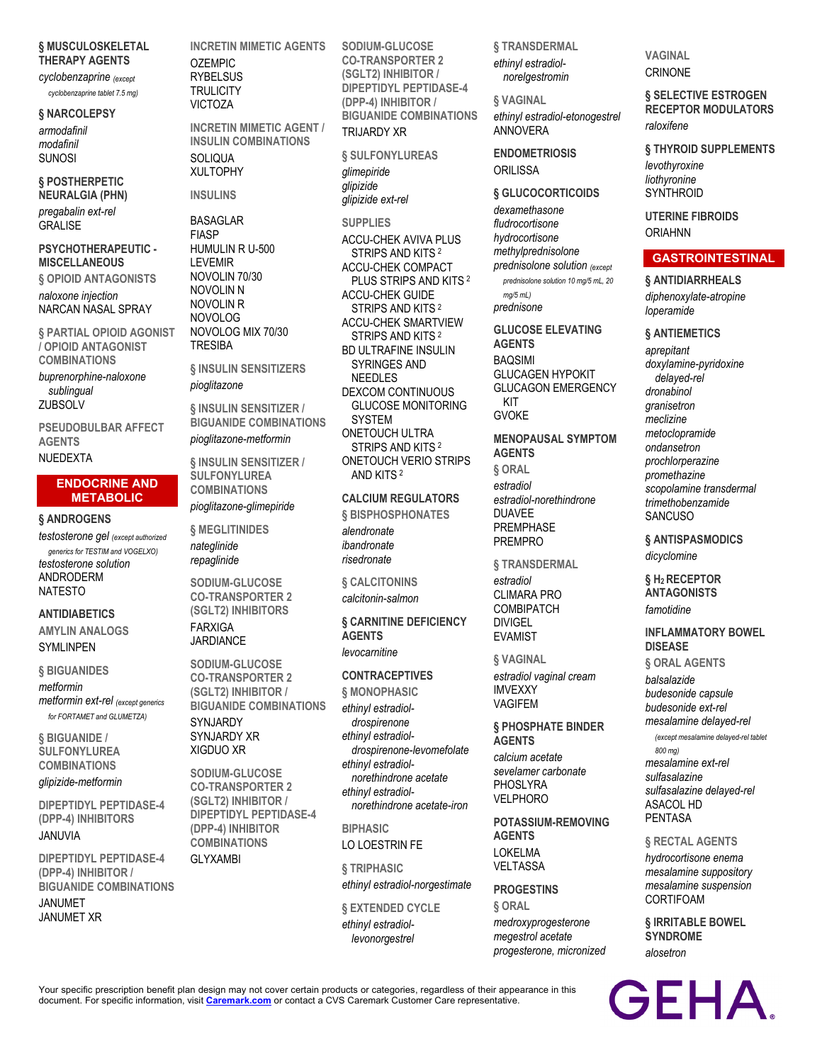### § MUSCULOSKELETAL THERAPY AGENTS

*cyclobenzaprine* (except cyclobenzaprine tablet 7.5 mg)

### § NARCOLEPSY

*armodafinil*
*modafinil*
SUNOSI

### § POSTHERPETIC NEURALGIA (PHN)

*pregabalin ext-rel*
GRALISE

### PSYCHOTHERAPEUTIC - MISCELLANEOUS

#### § OPIOID ANTAGONISTS

*naloxone injection*
NARCAN NASAL SPRAY

#### § PARTIAL OPIOID AGONIST / OPIOID ANTAGONIST COMBINATIONS

*buprenorphine-naloxone sublingual*
ZUBSOLV

#### PSEUDOBULBAR AFFECT AGENTS

NUEDEXTA

## ENDOCRINE AND METABOLIC

### § ANDROGENS

*testosterone gel* (except authorized generics for TESTIM and VOGELXO)
*testosterone solution*
ANDRODERM
NATESTO

### ANTIDIABETICS

#### AMYLIN ANALOGS

SYMLINPEN

#### § BIGUANIDES

*metformin*
*metformin ext-rel* (except generics for FORTAMET and GLUMETZA)

#### § BIGUANIDE / SULFONYLUREA COMBINATIONS

*glipizide-metformin*

#### DIPEPTIDYL PEPTIDASE-4 (DPP-4) INHIBITORS

JANUVIA

#### DIPEPTIDYL PEPTIDASE-4 (DPP-4) INHIBITOR / BIGUANIDE COMBINATIONS

JANUMET
JANUMET XR

#### INCRETIN MIMETIC AGENTS

OZEMPIC
RYBELSUS
TRULICITY
VICTOZA

#### INCRETIN MIMETIC AGENT / INSULIN COMBINATIONS

SOLIQUA
XULTOPHY

#### INSULINS

BASAGLAR
FIASP
HUMULIN R U-500
LEVEMIR
NOVOLIN 70/30
NOVOLIN N
NOVOLIN R
NOVOLOG
NOVOLOG MIX 70/30
TRESIBA

#### § INSULIN SENSITIZERS

*pioglitazone*

#### § INSULIN SENSITIZER / BIGUANIDE COMBINATIONS

*pioglitazone-metformin*

#### § INSULIN SENSITIZER / SULFONYLUREA COMBINATIONS

*pioglitazone-glimepiride*

#### § MEGLITINIDES

*nateglinide*
*repaglinide*

#### SODIUM-GLUCOSE CO-TRANSPORTER 2 (SGLT2) INHIBITORS

FARXIGA
JARDIANCE

#### SODIUM-GLUCOSE CO-TRANSPORTER 2 (SGLT2) INHIBITOR / BIGUANIDE COMBINATIONS

SYNJARDY
SYNJARDY XR
XIGDUO XR

#### SODIUM-GLUCOSE CO-TRANSPORTER 2 (SGLT2) INHIBITOR / DIPEPTIDYL PEPTIDASE-4 (DPP-4) INHIBITOR COMBINATIONS

GLYXAMBI

#### SODIUM-GLUCOSE CO-TRANSPORTER 2 (SGLT2) INHIBITOR / DIPEPTIDYL PEPTIDASE-4 (DPP-4) INHIBITOR / BIGUANIDE COMBINATIONS

TRIJARDY XR

#### § SULFONYLUREAS

*glimepiride*
*glipizide*
*glipizide ext-rel*

#### SUPPLIES

ACCU-CHEK AVIVA PLUS STRIPS AND KITS [2]
ACCU-CHEK COMPACT PLUS STRIPS AND KITS [2]
ACCU-CHEK GUIDE STRIPS AND KITS [2]
ACCU-CHEK SMARTVIEW STRIPS AND KITS [2]
BD ULTRAFINE INSULIN SYRINGES AND NEEDLES
DEXCOM CONTINUOUS GLUCOSE MONITORING SYSTEM
ONETOUCH ULTRA STRIPS AND KITS [2]
ONETOUCH VERIO STRIPS AND KITS [2]

### CALCIUM REGULATORS

#### § BISPHOSPHONATES

*alendronate*
*ibandronate*
*risedronate*

#### § CALCITONINS

*calcitonin-salmon*

### § CARNITINE DEFICIENCY AGENTS

*levocarnitine*

### CONTRACEPTIVES

#### § MONOPHASIC

*ethinyl estradiol-drospirenone*
*ethinyl estradiol-drospirenone-levomefolate*
*ethinyl estradiol-norethindrone acetate*
*ethinyl estradiol-norethindrone acetate-iron*

#### BIPHASIC

LO LOESTRIN FE

#### § TRIPHASIC

*ethinyl estradiol-norgestimate*

#### § EXTENDED CYCLE

*ethinyl estradiol-levonorgestrel*

#### § TRANSDERMAL

*ethinyl estradiol-norelgestromin*

#### § VAGINAL

*ethinyl estradiol-etonogestrel*
ANNOVERA

### ENDOMETRIOSIS

ORILISSA

### § GLUCOCORTICOIDS

*dexamethasone*
*fludrocortisone*
*hydrocortisone*
*methylprednisolone*
*prednisolone solution* (except prednisolone solution 10 mg/5 mL, 20 mg/5 mL)
*prednisone*

### GLUCOSE ELEVATING AGENTS

BAQSIMI
GLUCAGEN HYPOKIT
GLUCAGON EMERGENCY KIT
GVOKE

### MENOPAUSAL SYMPTOM AGENTS

#### § ORAL

*estradiol*
*estradiol-norethindrone*
DUAVEE
PREMPHASE
PREMPRO

#### § TRANSDERMAL

*estradiol*
CLIMARA PRO
COMBIPATCH
DIVIGEL
EVAMIST

#### § VAGINAL

*estradiol vaginal cream*
IMVEXXY
VAGIFEM

### § PHOSPHATE BINDER AGENTS

*calcium acetate*
*sevelamer carbonate*
PHOSLYRA
VELPHORO

### POTASSIUM-REMOVING AGENTS

LOKELMA
VELTASSA

### PROGESTINS

#### § ORAL

*medroxyprogesterone*
*megestrol acetate*
*progesterone, micronized*

#### VAGINAL

CRINONE

### § SELECTIVE ESTROGEN RECEPTOR MODULATORS

*raloxifene*

### § THYROID SUPPLEMENTS

*levothyroxine*
*liothyronine*
SYNTHROID

### UTERINE FIBROIDS

ORIAHNN

## GASTROINTESTINAL

### § ANTIDIARRHEALS

*diphenoxylate-atropine*
*loperamide*

### § ANTIEMETICS

*aprepitant*
*doxylamine-pyridoxine delayed-rel*
*dronabinol*
*granisetron*
*meclizine*
*metoclopramide*
*ondansetron*
*prochlorperazine*
*promethazine*
*scopolamine transdermal*
*trimethobenzamide*
SANCUSO

### § ANTISPASMODICS

*dicyclomine*

### § $H_2$ RECEPTOR ANTAGONISTS

*famotidine*

### INFLAMMATORY BOWEL DISEASE

#### § ORAL AGENTS

*balsalazide*
*budesonide capsule*
*budesonide ext-rel*
*mesalamine delayed-rel* (except mesalamine delayed-rel tablet 800 mg)
*mesalamine ext-rel*
*sulfasalazine*
*sulfasalazine delayed-rel*
ASACOL HD
PENTASA

#### § RECTAL AGENTS

*hydrocortisone enema*
*mesalamine suppository*
*mesalamine suspension*
CORTIFOAM

### § IRRITABLE BOWEL SYNDROME

*alosetron*

Your specific prescription benefit plan design may not cover certain products or categories, regardless of their appearance in this document. For specific information, visit **Caremark.com** or contact a CVS Caremark Customer Care representative.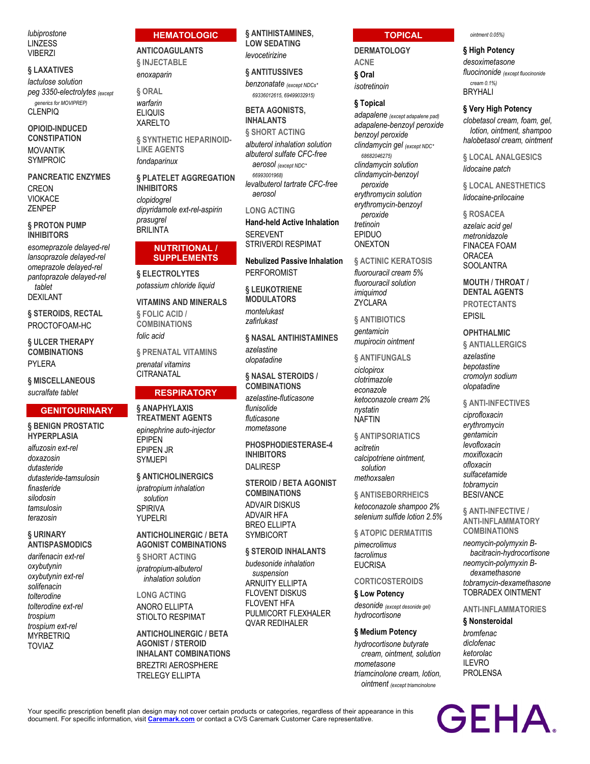*lubiprostone*
LINZESS
VIBERZI

### § LAXATIVES

*lactulose solution*
*peg 3350-electrolytes* (except generics for MOVIPREP)
CLENPIQ

### OPIOID-INDUCED CONSTIPATION

MOVANTIK
SYMPROIC

### PANCREATIC ENZYMES

CREON
VIOKACE
ZENPEP

### § PROTON PUMP INHIBITORS

*esomeprazole delayed-rel*
*lansoprazole delayed-rel*
*omeprazole delayed-rel*
*pantoprazole delayed-rel tablet*
DEXILANT

### § STEROIDS, RECTAL

PROCTOFOAM-HC

### § ULCER THERAPY COMBINATIONS

PYLERA

### § MISCELLANEOUS

*sucralfate tablet*

## GENITOURINARY

### § BENIGN PROSTATIC HYPERPLASIA

*alfuzosin ext-rel*
*doxazosin*
*dutasteride*
*dutasteride-tamsulosin*
*finasteride*
*silodosin*
*tamsulosin*
*terazosin*

### § URINARY ANTISPASMODICS

*darifenacin ext-rel*
*oxybutynin*
*oxybutynin ext-rel*
*solifenacin*
*tolterodine*
*tolterodine ext-rel*
*trospium*
*trospium ext-rel*
MYRBETRIQ
TOVIAZ

## HEMATOLOGIC

### ANTICOAGULANTS

#### § INJECTABLE

*enoxaparin*

#### § ORAL

*warfarin*
ELIQUIS
XARELTO

#### § SYNTHETIC HEPARINOID-LIKE AGENTS

*fondaparinux*

### § PLATELET AGGREGATION INHIBITORS

*clopidogrel*
*dipyridamole ext-rel-aspirin*
*prasugrel*
BRILINTA

## NUTRITIONAL / SUPPLEMENTS

### § ELECTROLYTES

*potassium chloride liquid*

### VITAMINS AND MINERALS

#### § FOLIC ACID / COMBINATIONS

*folic acid*

#### § PRENATAL VITAMINS

*prenatal vitamins*
CITRANATAL

## RESPIRATORY

### § ANAPHYLAXIS TREATMENT AGENTS

*epinephrine auto-injector*
EPIPEN
EPIPEN JR
SYMJEPI

### § ANTICHOLINERGICS

*ipratropium inhalation solution*
SPIRIVA
YUPELRI

### ANTICHOLINERGIC / BETA AGONIST COMBINATIONS

#### § SHORT ACTING

*ipratropium-albuterol inhalation solution*

#### LONG ACTING

ANORO ELLIPTA
STIOLTO RESPIMAT

### ANTICHOLINERGIC / BETA AGONIST / STEROID INHALANT COMBINATIONS

BREZTRI AEROSPHERE
TRELEGY ELLIPTA

### § ANTIHISTAMINES, LOW SEDATING

*levocetirizine*

### § ANTITUSSIVES

*benzonatate* (except NDCs* 69336012615, 69499032915)

### BETA AGONISTS, INHALANTS

#### § SHORT ACTING

*albuterol inhalation solution*
*albuterol sulfate CFC-free aerosol* (except NDC* 66993001968)
*levalbuterol tartrate CFC-free aerosol*

#### LONG ACTING

**Hand-held Active Inhalation**

SEREVENT
STRIVERDI RESPIMAT

**Nebulized Passive Inhalation**

PERFOROMIST

### § LEUKOTRIENE MODULATORS

*montelukast*
*zafirlukast*

### § NASAL ANTIHISTAMINES

*azelastine*
*olopatadine*

### § NASAL STEROIDS / COMBINATIONS

*azelastine-fluticasone*
*flunisolide*
*fluticasone*
*mometasone*

### PHOSPHODIESTERASE-4 INHIBITORS

DALIRESP

### STEROID / BETA AGONIST COMBINATIONS

ADVAIR DISKUS
ADVAIR HFA
BREO ELLIPTA
SYMBICORT

### § STEROID INHALANTS

*budesonide inhalation suspension*
ARNUITY ELLIPTA
FLOVENT DISKUS
FLOVENT HFA
PULMICORT FLEXHALER
QVAR REDIHALER

## TOPICAL

### DERMATOLOGY

#### ACNE

**§ Oral**

*isotretinoin*

**§ Topical**

*adapalene* (except adapalene pad)
*adapalene-benzoyl peroxide*
*benzoyl peroxide*
*clindamycin gel* (except NDC* 68682046275)
*clindamycin solution*
*clindamycin-benzoyl peroxide*
*erythromycin solution*
*erythromycin-benzoyl peroxide*
*tretinoin*
EPIDUO
ONEXTON

#### § ACTINIC KERATOSIS

*fluorouracil cream 5%*
*fluorouracil solution*
*imiquimod*
ZYCLARA

#### § ANTIBIOTICS

*gentamicin*
*mupirocin ointment*

#### § ANTIFUNGALS

*ciclopirox*
*clotrimazole*
*econazole*
*ketoconazole cream 2%*
*nystatin*
NAFTIN

#### § ANTIPSORIATICS

*acitretin*
*calcipotriene ointment, solution*
*methoxsalen*

#### § ANTISEBORRHEICS

*ketoconazole shampoo 2%*
*selenium sulfide lotion 2.5%*

#### § ATOPIC DERMATITIS

*pimecrolimus*
*tacrolimus*
EUCRISA

#### CORTICOSTEROIDS

**§ Low Potency**

*desonide* (except desonide gel)
*hydrocortisone*

**§ Medium Potency**

*hydrocortisone butyrate cream, ointment, solution*
*mometasone*
*triamcinolone cream, lotion, ointment* (except triamcinolone ointment 0.05%)

**§ High Potency**

*desoximetasone*
*fluocinonide* (except fluocinonide cream 0.1%)
BRYHALI

**§ Very High Potency**

*clobetasol cream, foam, gel, lotion, ointment, shampoo*
*halobetasol cream, ointment*

#### § LOCAL ANALGESICS

*lidocaine patch*

#### § LOCAL ANESTHETICS

*lidocaine-prilocaine*

#### § ROSACEA

*azelaic acid gel*
*metronidazole*
FINACEA FOAM
ORACEA
SOOLANTRA

### MOUTH / THROAT / DENTAL AGENTS

#### PROTECTANTS

EPISIL

### OPHTHALMIC

#### § ANTIALLERGICS

*azelastine*
*bepotastine*
*cromolyn sodium*
*olopatadine*

#### § ANTI-INFECTIVES

*ciprofloxacin*
*erythromycin*
*gentamicin*
*levofloxacin*
*moxifloxacin*
*ofloxacin*
*sulfacetamide*
*tobramycin*
BESIVANCE

#### § ANTI-INFECTIVE / ANTI-INFLAMMATORY COMBINATIONS

*neomycin-polymyxin B-bacitracin-hydrocortisone*
*neomycin-polymyxin B-dexamethasone*
*tobramycin-dexamethasone*
TOBRADEX OINTMENT

#### ANTI-INFLAMMATORIES

**§ Nonsteroidal**

*bromfenac*
*diclofenac*
*ketorolac*
ILEVRO
PROLENSA

Your specific prescription benefit plan design may not cover certain products or categories, regardless of their appearance in this document. For specific information, visit [Caremark.com](Caremark.com) or contact a CVS Caremark Customer Care representative.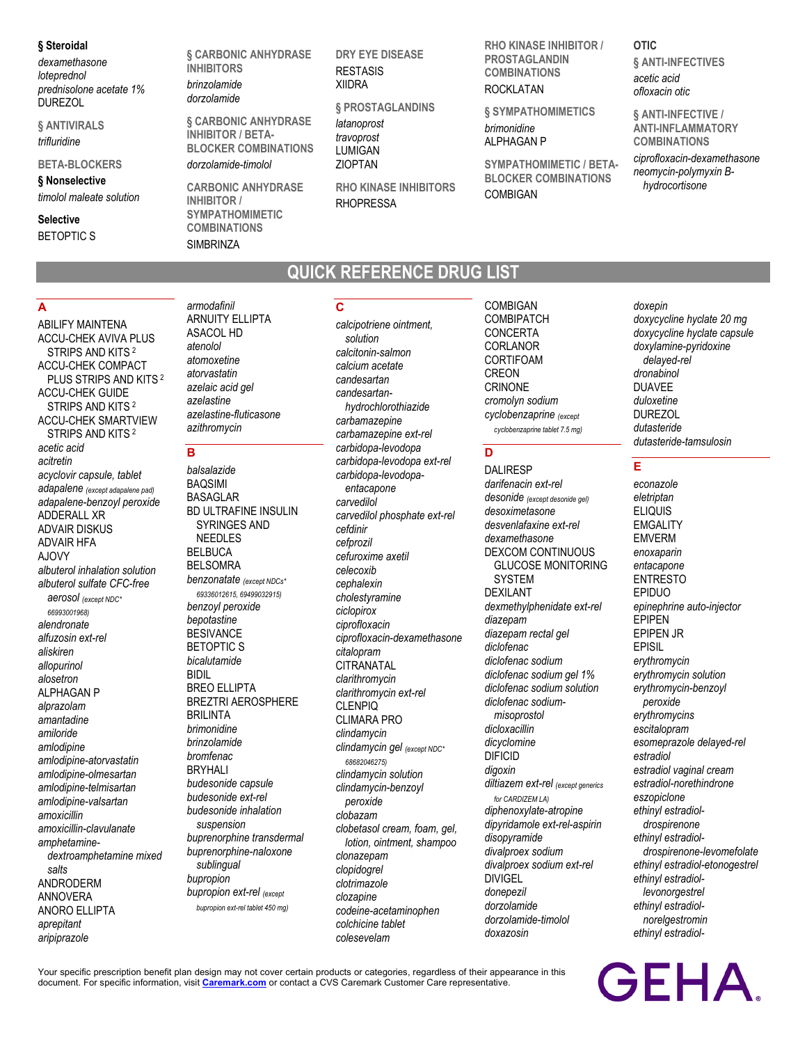**§ Steroidal**

*dexamethasone*
*loteprednol*
*prednisolone acetate 1%*
DUREZOL

**§ ANTIVIRALS**

*trifluridine*

**BETA-BLOCKERS**

**§ Nonselective**

*timolol maleate solution*

**Selective**

BETOPTIC S

**§ CARBONIC ANHYDRASE INHIBITORS**

*brinzolamide*
*dorzolamide*

**§ CARBONIC ANHYDRASE INHIBITOR / BETA-BLOCKER COMBINATIONS**

*dorzolamide-timolol*

**CARBONIC ANHYDRASE INHIBITOR / SYMPATHOMIMETIC COMBINATIONS**

SIMBRINZA

**DRY EYE DISEASE**

RESTASIS
XIIDRA

**§ PROSTAGLANDINS**

*latanoprost*
*travoprost*
LUMIGAN
ZIOPTAN

**RHO KINASE INHIBITORS**

RHOPRESSA

**RHO KINASE INHIBITOR / PROSTAGLANDIN COMBINATIONS**

ROCKLATAN

**§ SYMPATHOMIMETICS**

*brimonidine*
ALPHAGAN P

**SYMPATHOMIMETIC / BETA-BLOCKER COMBINATIONS**

COMBIGAN

**OTIC**

**§ ANTI-INFECTIVES**

*acetic acid*
*ofloxacin otic*

**§ ANTI-INFECTIVE / ANTI-INFLAMMATORY COMBINATIONS**

*ciprofloxacin-dexamethasone*
*neomycin-polymyxin B-hydrocortisone*

# QUICK REFERENCE DRUG LIST

## A

ABILIFY MAINTENA
ACCU-CHEK AVIVA PLUS STRIPS AND KITS [2]
ACCU-CHEK COMPACT PLUS STRIPS AND KITS [2]
ACCU-CHEK GUIDE STRIPS AND KITS [2]
ACCU-CHEK SMARTVIEW STRIPS AND KITS [2]
*acetic acid*
*acitretin*
*acyclovir capsule, tablet*
*adapalene (except adapalene pad)*
*adapalene-benzoyl peroxide*
ADDERALL XR
ADVAIR DISKUS
ADVAIR HFA
AJOVY
*albuterol inhalation solution*
*albuterol sulfate CFC-free aerosol (except NDC* 66993001968)*
*alendronate*
*alfuzosin ext-rel*
*aliskiren*
*allopurinol*
*alosetron*
ALPHAGAN P
*alprazolam*
*amantadine*
*amiloride*
*amlodipine*
*amlodipine-atorvastatin*
*amlodipine-olmesartan*
*amlodipine-telmisartan*
*amlodipine-valsartan*
*amoxicillin*
*amoxicillin-clavulanate*
*amphetamine-dextroamphetamine mixed salts*
ANDRODERM
ANNOVERA
ANORO ELLIPTA
*aprepitant*
*aripiprazole*
*armodafinil*
ARNUITY ELLIPTA
ASACOL HD
*atenolol*
*atomoxetine*
*atorvastatin*
*azelaic acid gel*
*azelastine*
*azelastine-fluticasone*
*azithromycin*

## B

*balsalazide*
BAQSIMI
BASAGLAR
BD ULTRAFINE INSULIN SYRINGES AND NEEDLES
BELBUCA
BELSOMRA
*benzonatate (except NDCs* 69336012615, 69499032915)*
*benzoyl peroxide*
*bepotastine*
BESIVANCE
BETOPTIC S
*bicalutamide*
BIDIL
BREO ELLIPTA
BREZTRI AEROSPHERE
BRILINTA
*brimonidine*
*brinzolamide*
*bromfenac*
BRYHALI
*budesonide capsule*
*budesonide ext-rel*
*budesonide inhalation suspension*
*buprenorphine transdermal*
*buprenorphine-naloxone sublingual*
*bupropion*
*bupropion ext-rel (except bupropion ext-rel tablet 450 mg)*

## C

*calcipotriene ointment, solution*
*calcitonin-salmon*
*calcium acetate*
*candesartan*
*candesartan-hydrochlorothiazide*
*carbamazepine*
*carbamazepine ext-rel*
*carbidopa-levodopa*
*carbidopa-levodopa ext-rel*
*carbidopa-levodopa-entacapone*
*carvedilol*
*carvedilol phosphate ext-rel*
*cefdinir*
*cefprozil*
*cefuroxime axetil*
*celecoxib*
*cephalexin*
*cholestyramine*
*ciclopirox*
*ciprofloxacin*
*ciprofloxacin-dexamethasone*
*citalopram*
CITRANATAL
*clarithromycin*
*clarithromycin ext-rel*
CLENPIQ
CLIMARA PRO
*clindamycin*
*clindamycin gel (except NDC* 68682046275)*
*clindamycin solution*
*clindamycin-benzoyl peroxide*
*clobazam*
*clobetasol cream, foam, gel, lotion, ointment, shampoo*
*clonazepam*
*clopidogrel*
*clotrimazole*
*clozapine*
*codeine-acetaminophen*
*colchicine tablet*
*colesevelam*
COMBIGAN
COMBIPATCH
CONCERTA
CORLANOR
CORTIFOAM
CREON
CRINONE
*cromolyn sodium*
*cyclobenzaprine (except cyclobenzaprine tablet 7.5 mg)*

## D

DALIRESP
*darifenacin ext-rel*
*desonide (except desonide gel)*
*desoximetasone*
*desvenlafaxine ext-rel*
*dexamethasone*
DEXCOM CONTINUOUS GLUCOSE MONITORING SYSTEM
DEXILANT
*dexmethylphenidate ext-rel*
*diazepam*
*diazepam rectal gel*
*diclofenac*
*diclofenac sodium*
*diclofenac sodium gel 1%*
*diclofenac sodium solution*
*diclofenac sodium-misoprostol*
*dicloxacillin*
*dicyclomine*
DIFICID
*digoxin*
*diltiazem ext-rel (except generics for CARDIZEM LA)*
*diphenoxylate-atropine*
*dipyridamole ext-rel-aspirin*
*disopyramide*
*divalproex sodium*
*divalproex sodium ext-rel*
DIVIGEL
*donepezil*
*dorzolamide*
*dorzolamide-timolol*
*doxazosin*
*doxepin*
*doxycycline hyclate 20 mg*
*doxycycline hyclate capsule*
*doxylamine-pyridoxine delayed-rel*
*dronabinol*
DUAVEE
*duloxetine*
DUREZOL
*dutasteride*
*dutasteride-tamsulosin*

## E

*econazole*
*eletriptan*
ELIQUIS
EMGALITY
EMVERM
*enoxaparin*
*entacapone*
ENTRESTO
EPIDUO
*epinephrine auto-injector*
EPIPEN
EPIPEN JR
EPISIL
*erythromycin*
*erythromycin solution*
*erythromycin-benzoyl peroxide*
*erythromycins*
*escitalopram*
*esomeprazole delayed-rel*
*estradiol*
*estradiol vaginal cream*
*estradiol-norethindrone*
*eszopiclone*
*ethinyl estradiol-drospirenone*
*ethinyl estradiol-drospirenone-levomefolate*
*ethinyl estradiol-etonogestrel*
*ethinyl estradiol-levonorgestrel*
*ethinyl estradiol-norelgestromin*
*ethinyl estradiol-*

Your specific prescription benefit plan design may not cover certain products or categories, regardless of their appearance in this document. For specific information, visit **Caremark.com** or contact a CVS Caremark Customer Care representative.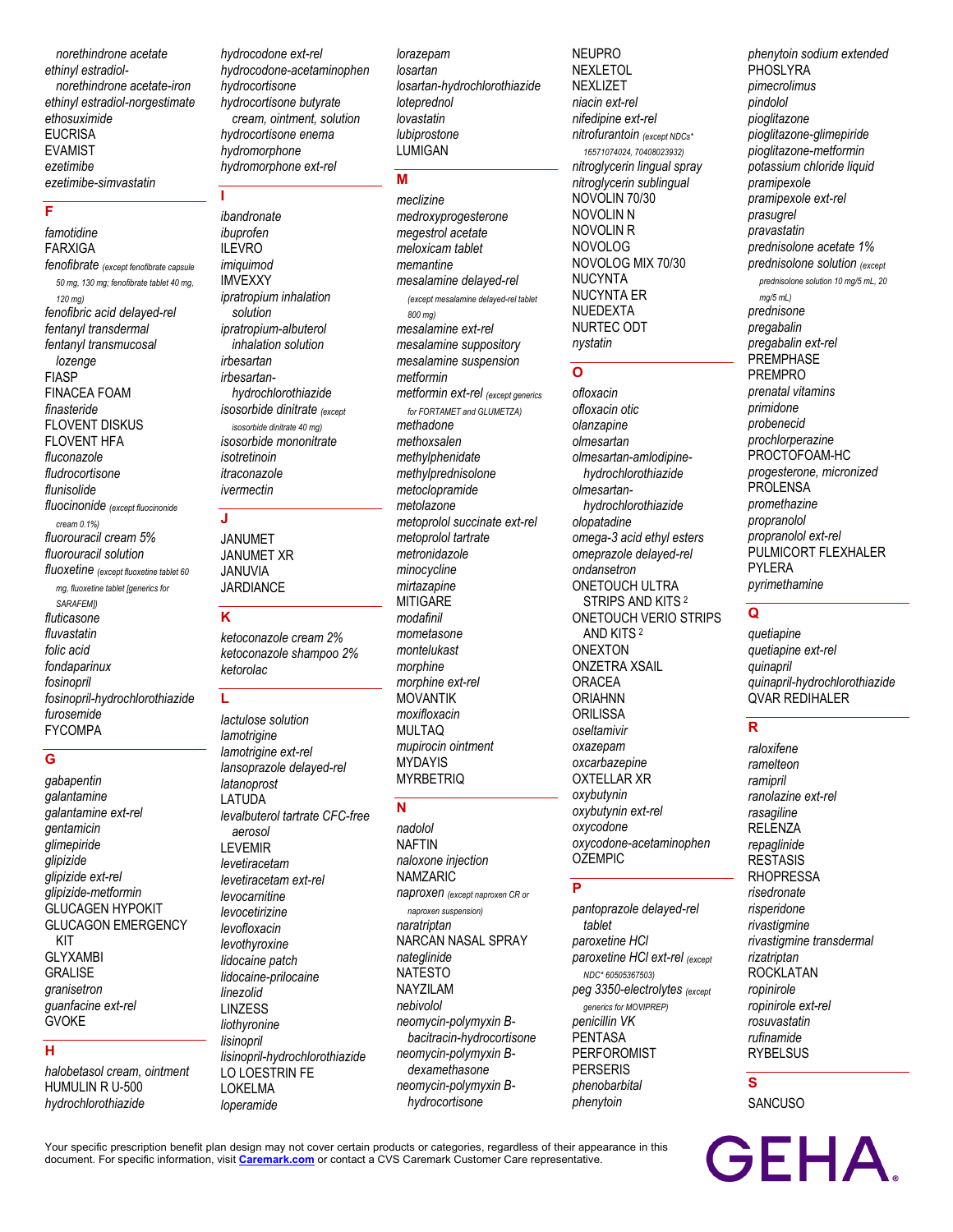*norethindrone acetate*
*ethinyl estradiol-norethindrone acetate-iron*
*ethinyl estradiol-norgestimate*
*ethosuximide*
EUCRISA
EVAMIST
*ezetimibe*
*ezetimibe-simvastatin*

## F

*famotidine*
FARXIGA
*fenofibrate* (except fenofibrate capsule 50 mg, 130 mg; fenofibrate tablet 40 mg, 120 mg)
*fenofibric acid delayed-rel*
*fentanyl transdermal*
*fentanyl transmucosal lozenge*
FIASP
FINACEA FOAM
*finasteride*
FLOVENT DISKUS
FLOVENT HFA
*fluconazole*
*fludrocortisone*
*flunisolide*
*fluocinonide* (except fluocinonide cream 0.1%)
*fluorouracil cream 5%*
*fluorouracil solution*
*fluoxetine* (except fluoxetine tablet 60 mg, fluoxetine tablet [generics for SARAFEM])
*fluticasone*
*fluvastatin*
*folic acid*
*fondaparinux*
*fosinopril*
*fosinopril-hydrochlorothiazide*
*furosemide*
FYCOMPA

## G

*gabapentin*
*galantamine*
*galantamine ext-rel*
*gentamicin*
*glimepiride*
*glipizide*
*glipizide ext-rel*
*glipizide-metformin*
GLUCAGEN HYPOKIT
GLUCAGON EMERGENCY KIT
GLYXAMBI
GRALISE
*granisetron*
*guanfacine ext-rel*
GVOKE

## H

*halobetasol cream, ointment*
HUMULIN R U-500
*hydrochlorothiazide*
*hydrocodone ext-rel*
*hydrocodone-acetaminophen*
*hydrocortisone*
*hydrocortisone butyrate cream, ointment, solution*
*hydrocortisone enema*
*hydromorphone*
*hydromorphone ext-rel*

## I

*ibandronate*
*ibuprofen*
ILEVRO
*imiquimod*
IMVEXXY
*ipratropium inhalation solution*
*ipratropium-albuterol inhalation solution*
*irbesartan*
*irbesartan-hydrochlorothiazide*
*isosorbide dinitrate* (except isosorbide dinitrate 40 mg)
*isosorbide mononitrate*
*isotretinoin*
*itraconazole*
*ivermectin*

## J

JANUMET
JANUMET XR
JANUVIA
JARDIANCE

## K

*ketoconazole cream 2%*
*ketoconazole shampoo 2%*
*ketorolac*

## L

*lactulose solution*
*lamotrigine*
*lamotrigine ext-rel*
*lansoprazole delayed-rel*
*latanoprost*
LATUDA
*levalbuterol tartrate CFC-free aerosol*
LEVEMIR
*levetiracetam*
*levetiracetam ext-rel*
*levocarnitine*
*levocetirizine*
*levofloxacin*
*levothyroxine*
*lidocaine patch*
*lidocaine-prilocaine*
*linezolid*
LINZESS
*liothyronine*
*lisinopril*
*lisinopril-hydrochlorothiazide*
LO LOESTRIN FE
LOKELMA
*loperamide*
*lorazepam*
*losartan*
*losartan-hydrochlorothiazide*
*loteprednol*
*lovastatin*
*lubiprostone*
LUMIGAN

## M

*meclizine*
*medroxyprogesterone*
*megestrol acetate*
*meloxicam tablet*
*memantine*
*mesalamine delayed-rel* (except mesalamine delayed-rel tablet 800 mg)
*mesalamine ext-rel*
*mesalamine suppository*
*mesalamine suspension*
*metformin*
*metformin ext-rel* (except generics for FORTAMET and GLUMETZA)
*methadone*
*methoxsalen*
*methylphenidate*
*methylprednisolone*
*metoclopramide*
*metolazone*
*metoprolol succinate ext-rel*
*metoprolol tartrate*
*metronidazole*
*minocycline*
*mirtazapine*
MITIGARE
*modafinil*
*mometasone*
*montelukast*
*morphine*
*morphine ext-rel*
MOVANTIK
*moxifloxacin*
MULTAQ
*mupirocin ointment*
MYDAYIS
MYRBETRIQ

## N

*nadolol*
NAFTIN
*naloxone injection*
NAMZARIC
*naproxen* (except naproxen CR or naproxen suspension)
*naratriptan*
NARCAN NASAL SPRAY
*nateglinide*
NATESTO
NAYZILAM
*nebivolol*
*neomycin-polymyxin B-bacitracin-hydrocortisone*
*neomycin-polymyxin B-dexamethasone*
*neomycin-polymyxin B-hydrocortisone*
NEUPRO
NEXLETOL
NEXLIZET
*niacin ext-rel*
*nifedipine ext-rel*
*nitrofurantoin* (except NDCs* 16571074024, 70408023932)
*nitroglycerin lingual spray*
*nitroglycerin sublingual*
NOVOLIN 70/30
NOVOLIN N
NOVOLIN R
NOVOLOG
NOVOLOG MIX 70/30
NUCYNTA
NUCYNTA ER
NUEDEXTA
NURTEC ODT
*nystatin*

## O

*ofloxacin*
*ofloxacin otic*
*olanzapine*
*olmesartan*
*olmesartan-amlodipine-hydrochlorothiazide*
*olmesartan-hydrochlorothiazide*
*olopatadine*
*omega-3 acid ethyl esters*
*omeprazole delayed-rel*
*ondansetron*
ONETOUCH ULTRA STRIPS AND KITS [2]
ONETOUCH VERIO STRIPS AND KITS [2]
ONEXTON
ONZETRA XSAIL
ORACEA
ORIAHNN
ORILISSA
*oseltamivir*
*oxazepam*
*oxcarbazepine*
OXTELLAR XR
*oxybutynin*
*oxybutynin ext-rel*
*oxycodone*
*oxycodone-acetaminophen*
OZEMPIC

## P

*pantoprazole delayed-rel tablet*
*paroxetine HCl*
*paroxetine HCl ext-rel* (except NDC* 60505367503)
*peg 3350-electrolytes* (except generics for MOVIPREP)
*penicillin VK*
PENTASA
PERFOROMIST
PERSERIS
*phenobarbital*
*phenytoin*
*phenytoin sodium extended*
PHOSLYRA
*pimecrolimus*
*pindolol*
*pioglitazone*
*pioglitazone-glimepiride*
*pioglitazone-metformin*
*potassium chloride liquid*
*pramipexole*
*pramipexole ext-rel*
*prasugrel*
*pravastatin*
*prednisolone acetate 1%*
*prednisolone solution* (except prednisolone solution 10 mg/5 mL, 20 mg/5 mL)
*prednisone*
*pregabalin*
*pregabalin ext-rel*
PREMPHASE
PREMPRO
*prenatal vitamins*
*primidone*
*probenecid*
*prochlorperazine*
PROCTOFOAM-HC
*progesterone, micronized*
PROLENSA
*promethazine*
*propranolol*
*propranolol ext-rel*
PULMICORT FLEXHALER
PYLERA
*pyrimethamine*

## Q

*quetiapine*
*quetiapine ext-rel*
*quinapril*
*quinapril-hydrochlorothiazide*
QVAR REDIHALER

## R

*raloxifene*
*ramelteon*
*ramipril*
*ranolazine ext-rel*
*rasagiline*
RELENZA
*repaglinide*
RESTASIS
RHOPRESSA
*risedronate*
*risperidone*
*rivastigmine*
*rivastigmine transdermal*
*rizatriptan*
ROCKLATAN
*ropinirole*
*ropinirole ext-rel*
*rosuvastatin*
*rufinamide*
RYBELSUS

## S

SANCUSO

Your specific prescription benefit plan design may not cover certain products or categories, regardless of their appearance in this document. For specific information, visit **Caremark.com** or contact a CVS Caremark Customer Care representative.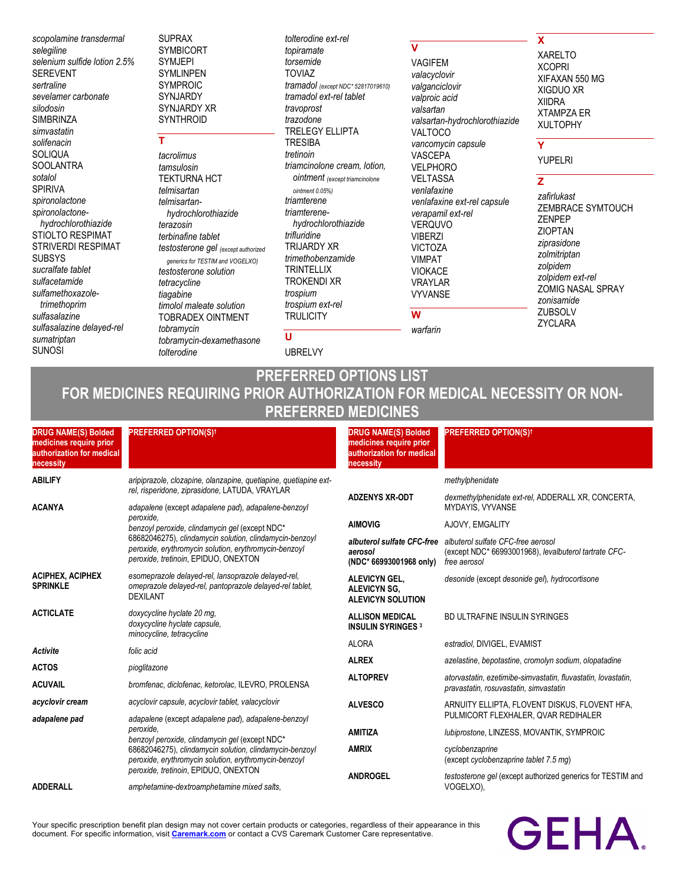*scopolamine transdermal*
*selegiline*
*selenium sulfide lotion 2.5%*
SEREVENT
*sertraline*
*sevelamer carbonate*
*silodosin*
SIMBRINZA
*simvastatin*
*solifenacin*
SOLIQUA
SOOLANTRA
*sotalol*
SPIRIVA
*spironolactone*
*spironolactone-hydrochlorothiazide*
STIOLTO RESPIMAT
STRIVERDI RESPIMAT
SUBSYS
*sucralfate tablet*
*sulfacetamide*
*sulfamethoxazole-trimethoprim*
*sulfasalazine*
*sulfasalazine delayed-rel*
*sumatriptan*
SUNOSI
SUPRAX
SYMBICORT
SYMJEPI
SYMLINPEN
SYMPROIC
SYNJARDY
SYNJARDY XR
SYNTHROID

## T

*tacrolimus*
*tamsulosin*
TEKTURNA HCT
*telmisartan*
*telmisartan-hydrochlorothiazide*
*terazosin*
*terbinafine tablet*
*testosterone gel* (except authorized generics for TESTIM and VOGELXO)
*testosterone solution*
*tetracycline*
*tiagabine*
*timolol maleate solution*
TOBRADEX OINTMENT
*tobramycin*
*tobramycin-dexamethasone*
*tolterodine*
*tolterodine ext-rel*
*topiramate*
*torsemide*
TOVIAZ
*tramadol* (except NDC* 52817019610)
*tramadol ext-rel tablet*
*travoprost*
*trazodone*
TRELEGY ELLIPTA
TRESIBA
*tretinoin*
*triamcinolone cream, lotion, ointment* (except triamcinolone ointment 0.05%)
*triamterene*
*triamterene-hydrochlorothiazide*
*trifluridine*
TRIJARDY XR
*trimethobenzamide*
TRINTELLIX
TROKENDI XR
*trospium*
*trospium ext-rel*
TRULICITY

## U

UBRELVY

## V

VAGIFEM
*valacyclovir*
*valganciclovir*
*valproic acid*
*valsartan*
*valsartan-hydrochlorothiazide*
VALTOCO
*vancomycin capsule*
VASCEPA
VELPHORO
VELTASSA
*venlafaxine*
*venlafaxine ext-rel capsule*
*verapamil ext-rel*
VERQUVO
VIBERZI
VICTOZA
VIMPAT
VIOKACE
VRAYLAR
VYVANSE

## W

*warfarin*

## X

XARELTO
XCOPRI
XIFAXAN 550 MG
XIGDUO XR
XIIDRA
XTAMPZA ER
XULTOPHY

## Y

YUPELRI

## Z

*zafirlukast*
ZEMBRACE SYMTOUCH
ZENPEP
ZIOPTAN
*ziprasidone*
*zolmitriptan*
*zolpidem*
*zolpidem ext-rel*
ZOMIG NASAL SPRAY
*zonisamide*
ZUBSOLV
ZYCLARA

# PREFERRED OPTIONS LIST FOR MEDICINES REQUIRING PRIOR AUTHORIZATION FOR MEDICAL NECESSITY OR NON-PREFERRED MEDICINES

| DRUG NAME(S) Bolded medicines require prior authorization for medical necessity | PREFERRED OPTION(S)† |
|---|---|
| **ABILIFY** | *aripiprazole, clozapine, olanzapine, quetiapine, quetiapine ext-rel, risperidone, ziprasidone,* LATUDA, VRAYLAR |
| **ACANYA** | *adapalene* (except *adapalene pad*), *adapalene-benzoyl peroxide, benzoyl peroxide, clindamycin gel* (except NDC* 68682046275), *clindamycin solution, clindamycin-benzoyl peroxide, erythromycin solution, erythromycin-benzoyl peroxide, tretinoin,* EPIDUO, ONEXTON |
| **ACIPHEX, ACIPHEX SPRINKLE** | *esomeprazole delayed-rel, lansoprazole delayed-rel, omeprazole delayed-rel, pantoprazole delayed-rel tablet,* DEXILANT |
| **ACTICLATE** | *doxycycline hyclate 20 mg, doxycycline hyclate capsule, minocycline, tetracycline* |
| ***Activite*** | *folic acid* |
| **ACTOS** | *pioglitazone* |
| **ACUVAIL** | *bromfenac, diclofenac, ketorolac,* ILEVRO, PROLENSA |
| ***acyclovir cream*** | *acyclovir capsule, acyclovir tablet, valacyclovir* |
| ***adapalene pad*** | *adapalene* (except *adapalene pad*), *adapalene-benzoyl peroxide, benzoyl peroxide, clindamycin gel* (except NDC* 68682046275), *clindamycin solution, clindamycin-benzoyl peroxide, erythromycin solution, erythromycin-benzoyl peroxide, tretinoin,* EPIDUO, ONEXTON |
| **ADDERALL** | *amphetamine-dextroamphetamine mixed salts, methylphenidate* |
| **ADZENYS XR-ODT** | *dexmethylphenidate ext-rel,* ADDERALL XR, CONCERTA, MYDAYIS, VYVANSE |
| **AIMOVIG** | AJOVY, EMGALITY |
| ***albuterol sulfate CFC-free aerosol* (NDC* 66993001968 only)** | *albuterol sulfate CFC-free aerosol* (except NDC* 66993001968), *levalbuterol tartrate CFC-free aerosol* |
| **ALEVICYN GEL, ALEVICYN SG, ALEVICYN SOLUTION** | *desonide* (except *desonide gel*), *hydrocortisone* |
| **ALLISON MEDICAL INSULIN SYRINGES** [3] | BD ULTRAFINE INSULIN SYRINGES |
| ALORA | *estradiol,* DIVIGEL, EVAMIST |
| **ALREX** | *azelastine, bepotastine, cromolyn sodium, olopatadine* |
| **ALTOPREV** | *atorvastatin, ezetimibe-simvastatin, fluvastatin, lovastatin, pravastatin, rosuvastatin, simvastatin* |
| **ALVESCO** | ARNUITY ELLIPTA, FLOVENT DISKUS, FLOVENT HFA, PULMICORT FLEXHALER, QVAR REDIHALER |
| **AMITIZA** | *lubiprostone,* LINZESS, MOVANTIK, SYMPROIC |
| **AMRIX** | *cyclobenzaprine* (except *cyclobenzaprine tablet 7.5 mg*) |
| **ANDROGEL** | *testosterone gel* (except authorized generics for TESTIM and VOGELXO), |

Your specific prescription benefit plan design may not cover certain products or categories, regardless of their appearance in this document. For specific information, visit Caremark.com or contact a CVS Caremark Customer Care representative.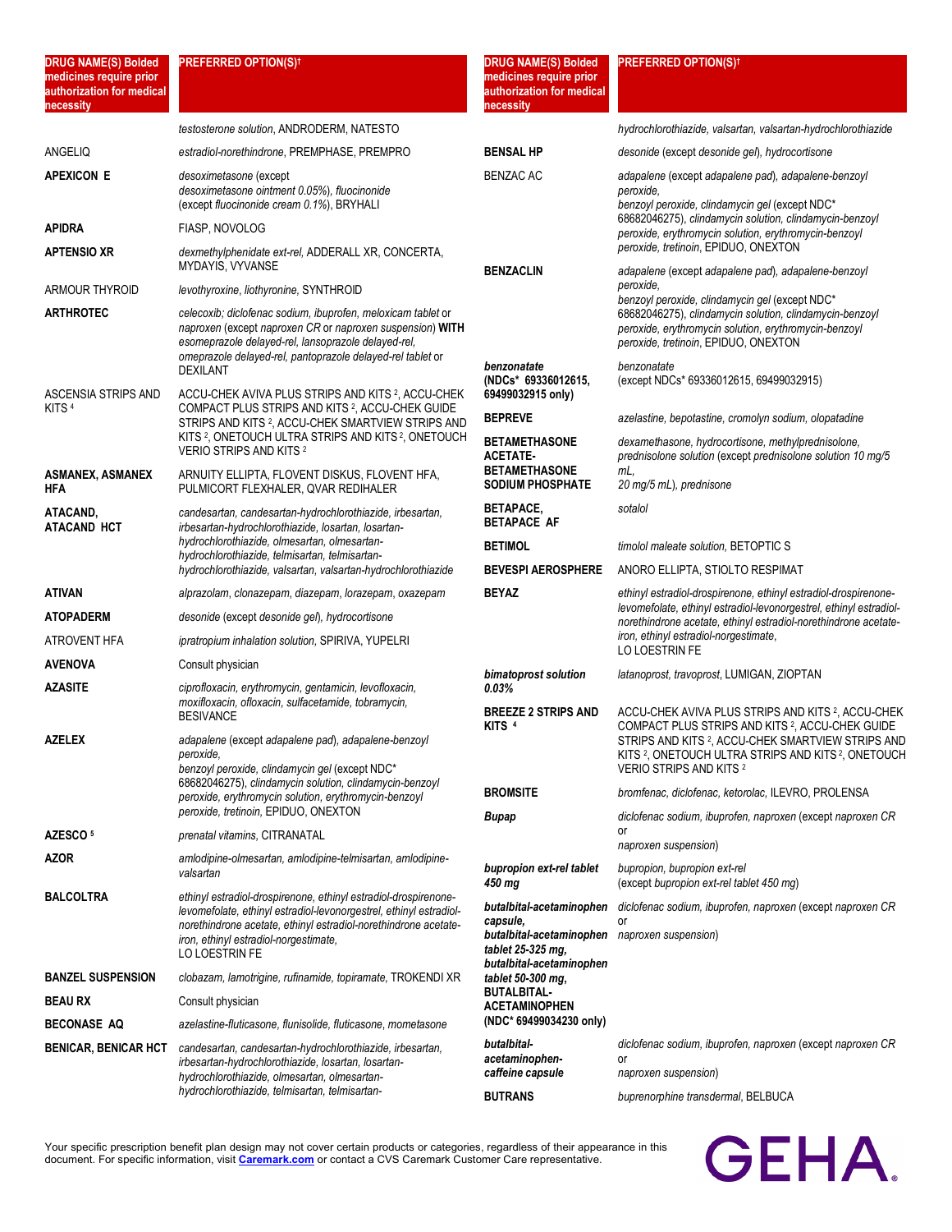| DRUG NAME(S) Bolded medicines require prior authorization for medical necessity | PREFERRED OPTION(S)† |
|---|---|
| | *testosterone solution*, ANDRODERM, NATESTO |
| ANGELIQ | *estradiol-norethindrone*, PREMPHASE, PREMPRO |
| **APEXICON E** | *desoximetasone* (except *desoximetasone ointment 0.05%*), *fluocinonide* (except *fluocinonide cream 0.1%*), BRYHALI |
| **APIDRA** | FIASP, NOVOLOG |
| **APTENSIO XR** | *dexmethylphenidate ext-rel*, ADDERALL XR, CONCERTA, MYDAYIS, VYVANSE |
| ARMOUR THYROID | *levothyroxine*, *liothyronine*, SYNTHROID |
| **ARTHROTEC** | *celecoxib*; *diclofenac sodium*, *ibuprofen*, *meloxicam tablet* or *naproxen* (except *naproxen CR* or *naproxen suspension*) **WITH** *esomeprazole delayed-rel*, *lansoprazole delayed-rel*, *omeprazole delayed-rel*, *pantoprazole delayed-rel tablet* or DEXILANT |
| ASCENSIA STRIPS AND KITS [4] | ACCU-CHEK AVIVA PLUS STRIPS AND KITS [2], ACCU-CHEK COMPACT PLUS STRIPS AND KITS [2], ACCU-CHEK GUIDE STRIPS AND KITS [2], ACCU-CHEK SMARTVIEW STRIPS AND KITS [2], ONETOUCH ULTRA STRIPS AND KITS [2], ONETOUCH VERIO STRIPS AND KITS [2] |
| **ASMANEX, ASMANEX HFA** | ARNUITY ELLIPTA, FLOVENT DISKUS, FLOVENT HFA, PULMICORT FLEXHALER, QVAR REDIHALER |
| **ATACAND, ATACAND HCT** | *candesartan*, *candesartan-hydrochlorothiazide*, *irbesartan*, *irbesartan-hydrochlorothiazide*, *losartan*, *losartan-hydrochlorothiazide*, *olmesartan*, *olmesartan-hydrochlorothiazide*, *telmisartan*, *telmisartan-hydrochlorothiazide*, *valsartan*, *valsartan-hydrochlorothiazide* |
| **ATIVAN** | *alprazolam*, *clonazepam*, *diazepam*, *lorazepam*, *oxazepam* |
| **ATOPADERM** | *desonide* (except *desonide gel*), *hydrocortisone* |
| ATROVENT HFA | *ipratropium inhalation solution*, SPIRIVA, YUPELRI |
| **AVENOVA** | Consult physician |
| **AZASITE** | *ciprofloxacin*, *erythromycin*, *gentamicin*, *levofloxacin*, *moxifloxacin*, *ofloxacin*, *sulfacetamide*, *tobramycin*, BESIVANCE |
| **AZELEX** | *adapalene* (except *adapalene pad*), *adapalene-benzoyl peroxide*, *benzoyl peroxide*, *clindamycin gel* (except NDC* 68682046275), *clindamycin solution*, *clindamycin-benzoyl peroxide*, *erythromycin solution*, *erythromycin-benzoyl peroxide*, *tretinoin*, EPIDUO, ONEXTON |
| **AZESCO [5]** | *prenatal vitamins*, CITRANATAL |
| **AZOR** | *amlodipine-olmesartan*, *amlodipine-telmisartan*, *amlodipine-valsartan* |
| **BALCOLTRA** | *ethinyl estradiol-drospirenone*, *ethinyl estradiol-drospirenone-levomefolate*, *ethinyl estradiol-levonorgestrel*, *ethinyl estradiol-norethindrone acetate*, *ethinyl estradiol-norethindrone acetate-iron*, *ethinyl estradiol-norgestimate*, LO LOESTRIN FE |
| **BANZEL SUSPENSION** | *clobazam*, *lamotrigine*, *rufinamide*, *topiramate*, TROKENDI XR |
| **BEAU RX** | Consult physician |
| **BECONASE AQ** | *azelastine-fluticasone*, *flunisolide*, *fluticasone*, *mometasone* |
| **BENICAR, BENICAR HCT** | *candesartan*, *candesartan-hydrochlorothiazide*, *irbesartan*, *irbesartan-hydrochlorothiazide*, *losartan*, *losartan-hydrochlorothiazide*, *olmesartan*, *olmesartan-hydrochlorothiazide*, *telmisartan*, *telmisartan-hydrochlorothiazide*, *valsartan*, *valsartan-hydrochlorothiazide* |
| **BENSAL HP** | *desonide* (except *desonide gel*), *hydrocortisone* |
| BENZAC AC | *adapalene* (except *adapalene pad*), *adapalene-benzoyl peroxide*, *benzoyl peroxide*, *clindamycin gel* (except NDC* 68682046275), *clindamycin solution*, *clindamycin-benzoyl peroxide*, *erythromycin solution*, *erythromycin-benzoyl peroxide*, *tretinoin*, EPIDUO, ONEXTON |
| **BENZACLIN** | *adapalene* (except *adapalene pad*), *adapalene-benzoyl peroxide*, *benzoyl peroxide*, *clindamycin gel* (except NDC* 68682046275), *clindamycin solution*, *clindamycin-benzoyl peroxide*, *erythromycin solution*, *erythromycin-benzoyl peroxide*, *tretinoin*, EPIDUO, ONEXTON |
| ***benzonatate* (NDCs* 69336012615, 69499032915 only)** | *benzonatate* (except NDCs* 69336012615, 69499032915) |
| **BEPREVE** | *azelastine*, *bepotastine*, *cromolyn sodium*, *olopatadine* |
| **BETAMETHASONE ACETATE-BETAMETHASONE SODIUM PHOSPHATE** | *dexamethasone*, *hydrocortisone*, *methylprednisolone*, *prednisolone solution* (except *prednisolone solution 10 mg/5 mL*, *20 mg/5 mL*), *prednisone* |
| **BETAPACE, BETAPACE AF** | *sotalol* |
| **BETIMOL** | *timolol maleate solution*, BETOPTIC S |
| **BEVESPI AEROSPHERE** | ANORO ELLIPTA, STIOLTO RESPIMAT |
| **BEYAZ** | *ethinyl estradiol-drospirenone*, *ethinyl estradiol-drospirenone-levomefolate*, *ethinyl estradiol-levonorgestrel*, *ethinyl estradiol-norethindrone acetate*, *ethinyl estradiol-norethindrone acetate-iron*, *ethinyl estradiol-norgestimate*, LO LOESTRIN FE |
| ***bimatoprost solution 0.03%*** | *latanoprost*, *travoprost*, LUMIGAN, ZIOPTAN |
| **BREEZE 2 STRIPS AND KITS [4]** | ACCU-CHEK AVIVA PLUS STRIPS AND KITS [2], ACCU-CHEK COMPACT PLUS STRIPS AND KITS [2], ACCU-CHEK GUIDE STRIPS AND KITS [2], ACCU-CHEK SMARTVIEW STRIPS AND KITS [2], ONETOUCH ULTRA STRIPS AND KITS [2], ONETOUCH VERIO STRIPS AND KITS [2] |
| **BROMSITE** | *bromfenac*, *diclofenac*, *ketorolac*, ILEVRO, PROLENSA |
| ***Bupap*** | *diclofenac sodium*, *ibuprofen*, *naproxen* (except *naproxen CR* or *naproxen suspension*) |
| ***bupropion ext-rel tablet 450 mg*** | *bupropion*, *bupropion ext-rel* (except *bupropion ext-rel tablet 450 mg*) |
| ***butalbital-acetaminophen capsule*, *butalbital-acetaminophen tablet 25-325 mg*, *butalbital-acetaminophen tablet 50-300 mg*, BUTALBITAL-ACETAMINOPHEN (NDC* 69499034230 only)** | *diclofenac sodium*, *ibuprofen*, *naproxen* (except *naproxen CR* or *naproxen suspension*) |
| ***butalbital-acetaminophen-caffeine capsule*** | *diclofenac sodium*, *ibuprofen*, *naproxen* (except *naproxen CR* or *naproxen suspension*) |
| **BUTRANS** | *buprenorphine transdermal*, BELBUCA |

Your specific prescription benefit plan design may not cover certain products or categories, regardless of their appearance in this document. For specific information, visit Caremark.com or contact a CVS Caremark Customer Care representative.

GEHA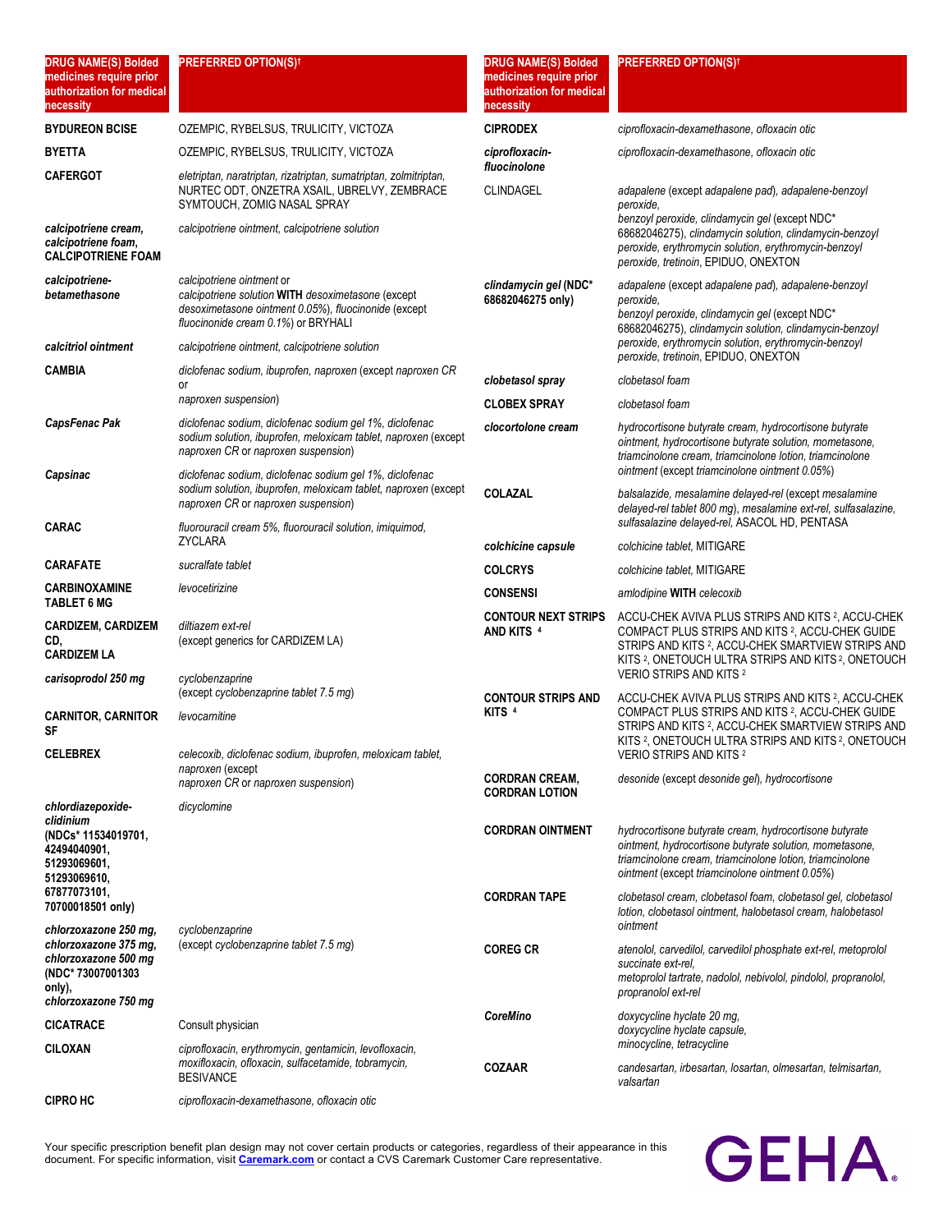| DRUG NAME(S) Bolded medicines require prior authorization for medical necessity | PREFERRED OPTION(S)† |
| --- | --- |
| **BYDUREON BCISE** | OZEMPIC, RYBELSUS, TRULICITY, VICTOZA |
| **BYETTA** | OZEMPIC, RYBELSUS, TRULICITY, VICTOZA |
| **CAFERGOT** | *eletriptan, naratriptan, rizatriptan, sumatriptan, zolmitriptan,* NURTEC ODT, ONZETRA XSAIL, UBRELVY, ZEMBRACE SYMTOUCH, ZOMIG NASAL SPRAY |
| ***calcipotriene cream, calcipotriene foam,* CALCIPOTRIENE FOAM** | *calcipotriene ointment, calcipotriene solution* |
| ***calcipotriene-betamethasone*** | *calcipotriene ointment* or *calcipotriene solution* **WITH** *desoximetasone* (except *desoximetasone ointment 0.05%*), *fluocinonide* (except *fluocinonide cream 0.1%*) or BRYHALI |
| ***calcitriol ointment*** | *calcipotriene ointment, calcipotriene solution* |
| **CAMBIA** | *diclofenac sodium, ibuprofen, naproxen* (except *naproxen CR* or *naproxen suspension*) |
| ***CapsFenac Pak*** | *diclofenac sodium, diclofenac sodium gel 1%, diclofenac sodium solution, ibuprofen, meloxicam tablet, naproxen* (except *naproxen CR* or *naproxen suspension*) |
| ***Capsinac*** | *diclofenac sodium, diclofenac sodium gel 1%, diclofenac sodium solution, ibuprofen, meloxicam tablet, naproxen* (except *naproxen CR* or *naproxen suspension*) |
| **CARAC** | *fluorouracil cream 5%, fluorouracil solution, imiquimod,* ZYCLARA |
| **CARAFATE** | *sucralfate tablet* |
| **CARBINOXAMINE TABLET 6 MG** | *levocetirizine* |
| **CARDIZEM, CARDIZEM CD, CARDIZEM LA** | *diltiazem ext-rel* (except generics for CARDIZEM LA) |
| ***carisoprodol 250 mg*** | *cyclobenzaprine* (except *cyclobenzaprine tablet 7.5 mg*) |
| **CARNITOR, CARNITOR SF** | *levocarnitine* |
| **CELEBREX** | *celecoxib, diclofenac sodium, ibuprofen, meloxicam tablet, naproxen* (except *naproxen CR* or *naproxen suspension*) |
| ***chlordiazepoxide-clidinium* (NDCs* 11534019701, 42494040901, 51293069601, 51293069610, 67877073101, 70700018501 only)** | *dicyclomine* |
| ***chlorzoxazone 250 mg, chlorzoxazone 375 mg, chlorzoxazone 500 mg* (NDC* 73007001303 only), *chlorzoxazone 750 mg*** | *cyclobenzaprine* (except *cyclobenzaprine tablet 7.5 mg*) |
| **CICATRACE** | Consult physician |
| **CILOXAN** | *ciprofloxacin, erythromycin, gentamicin, levofloxacin, moxifloxacin, ofloxacin, sulfacetamide, tobramycin,* BESIVANCE |
| **CIPRO HC** | *ciprofloxacin-dexamethasone, ofloxacin otic* |
| **CIPRODEX** | *ciprofloxacin-dexamethasone, ofloxacin otic* |
| ***ciprofloxacin-fluocinolone*** | *ciprofloxacin-dexamethasone, ofloxacin otic* |
| CLINDAGEL | *adapalene* (except *adapalene pad*), *adapalene-benzoyl peroxide, benzoyl peroxide, clindamycin gel* (except NDC* 68682046275), *clindamycin solution, clindamycin-benzoyl peroxide, erythromycin solution, erythromycin-benzoyl peroxide, tretinoin,* EPIDUO, ONEXTON |
| ***clindamycin gel* (NDC* 68682046275 only)** | *adapalene* (except *adapalene pad*), *adapalene-benzoyl peroxide, benzoyl peroxide, clindamycin gel* (except NDC* 68682046275), *clindamycin solution, clindamycin-benzoyl peroxide, erythromycin solution, erythromycin-benzoyl peroxide, tretinoin,* EPIDUO, ONEXTON |
| ***clobetasol spray*** | *clobetasol foam* |
| **CLOBEX SPRAY** | *clobetasol foam* |
| ***clocortolone cream*** | *hydrocortisone butyrate cream, hydrocortisone butyrate ointment, hydrocortisone butyrate solution, mometasone, triamcinolone cream, triamcinolone lotion, triamcinolone ointment* (except *triamcinolone ointment 0.05%*) |
| **COLAZAL** | *balsalazide, mesalamine delayed-rel* (except *mesalamine delayed-rel tablet 800 mg*), *mesalamine ext-rel, sulfasalazine, sulfasalazine delayed-rel,* ASACOL HD, PENTASA |
| ***colchicine capsule*** | *colchicine tablet,* MITIGARE |
| **COLCRYS** | *colchicine tablet,* MITIGARE |
| **CONSENSI** | *amlodipine* **WITH** *celecoxib* |
| **CONTOUR NEXT STRIPS AND KITS [4]** | ACCU-CHEK AVIVA PLUS STRIPS AND KITS [2], ACCU-CHEK COMPACT PLUS STRIPS AND KITS [2], ACCU-CHEK GUIDE STRIPS AND KITS [2], ACCU-CHEK SMARTVIEW STRIPS AND KITS [2], ONETOUCH ULTRA STRIPS AND KITS [2], ONETOUCH VERIO STRIPS AND KITS [2] |
| **CONTOUR STRIPS AND KITS [4]** | ACCU-CHEK AVIVA PLUS STRIPS AND KITS [2], ACCU-CHEK COMPACT PLUS STRIPS AND KITS [2], ACCU-CHEK GUIDE STRIPS AND KITS [2], ACCU-CHEK SMARTVIEW STRIPS AND KITS [2], ONETOUCH ULTRA STRIPS AND KITS [2], ONETOUCH VERIO STRIPS AND KITS [2] |
| **CORDRAN CREAM, CORDRAN LOTION** | *desonide* (except *desonide gel*), *hydrocortisone* |
| **CORDRAN OINTMENT** | *hydrocortisone butyrate cream, hydrocortisone butyrate ointment, hydrocortisone butyrate solution, mometasone, triamcinolone cream, triamcinolone lotion, triamcinolone ointment* (except *triamcinolone ointment 0.05%*) |
| **CORDRAN TAPE** | *clobetasol cream, clobetasol foam, clobetasol gel, clobetasol lotion, clobetasol ointment, halobetasol cream, halobetasol ointment* |
| **COREG CR** | *atenolol, carvedilol, carvedilol phosphate ext-rel, metoprolol succinate ext-rel, metoprolol tartrate, nadolol, nebivolol, pindolol, propranolol, propranolol ext-rel* |
| ***CoreMino*** | *doxycycline hyclate 20 mg, doxycycline hyclate capsule, minocycline, tetracycline* |
| **COZAAR** | *candesartan, irbesartan, losartan, olmesartan, telmisartan, valsartan* |

Your specific prescription benefit plan design may not cover certain products or categories, regardless of their appearance in this document. For specific information, visit Caremark.com or contact a CVS Caremark Customer Care representative.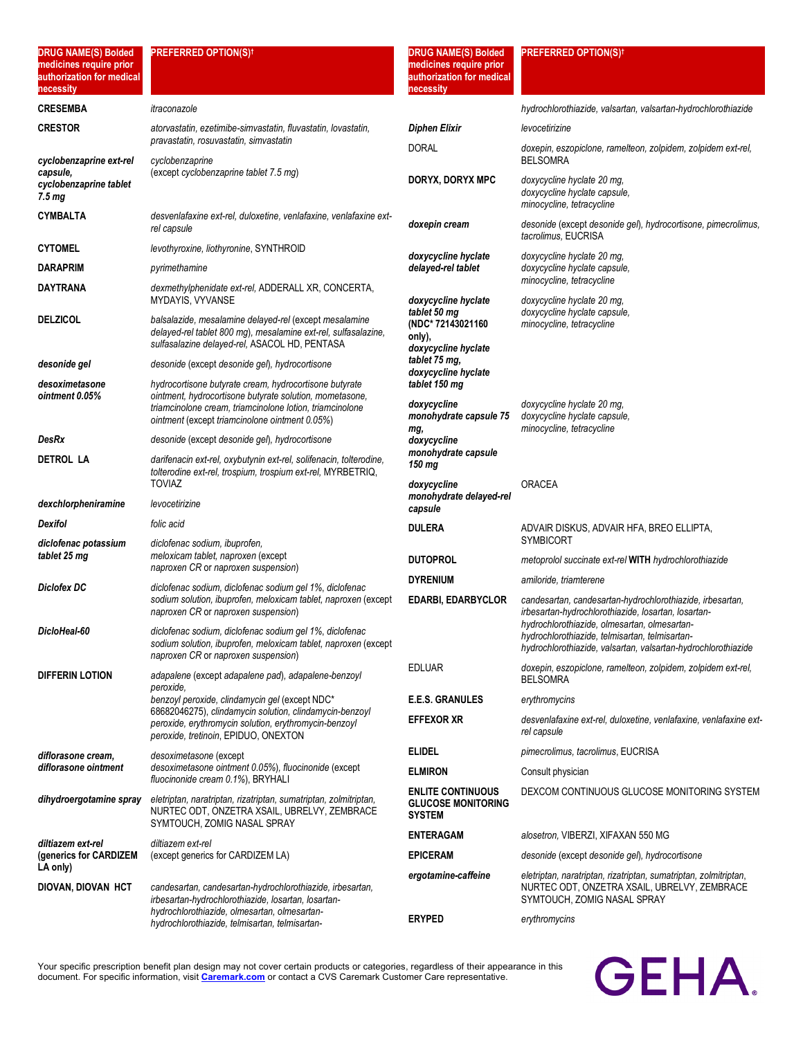| DRUG NAME(S) Bolded medicines require prior authorization for medical necessity | PREFERRED OPTION(S)† |
|---|---|
| **CRESEMBA** | *itraconazole* |
| **CRESTOR** | *atorvastatin, ezetimibe-simvastatin, fluvastatin, lovastatin, pravastatin, rosuvastatin, simvastatin* |
| ***cyclobenzaprine ext-rel capsule, cyclobenzaprine tablet 7.5 mg*** | *cyclobenzaprine* (except *cyclobenzaprine tablet 7.5 mg*) |
| **CYMBALTA** | *desvenlafaxine ext-rel, duloxetine, venlafaxine, venlafaxine ext-rel capsule* |
| **CYTOMEL** | *levothyroxine, liothyronine*, SYNTHROID |
| **DARAPRIM** | *pyrimethamine* |
| **DAYTRANA** | *dexmethylphenidate ext-rel*, ADDERALL XR, CONCERTA, MYDAYIS, VYVANSE |
| **DELZICOL** | *balsalazide, mesalamine delayed-rel* (except *mesalamine delayed-rel tablet 800 mg*), *mesalamine ext-rel, sulfasalazine, sulfasalazine delayed-rel*, ASACOL HD, PENTASA |
| ***desonide gel*** | *desonide* (except *desonide gel*), *hydrocortisone* |
| ***desoximetasone ointment 0.05%*** | *hydrocortisone butyrate cream, hydrocortisone butyrate ointment, hydrocortisone butyrate solution, mometasone, triamcinolone cream, triamcinolone lotion, triamcinolone ointment* (except *triamcinolone ointment 0.05%*) |
| ***DesRx*** | *desonide* (except *desonide gel*), *hydrocortisone* |
| **DETROL LA** | *darifenacin ext-rel, oxybutynin ext-rel, solifenacin, tolterodine, tolterodine ext-rel, trospium, trospium ext-rel*, MYRBETRIQ, TOVIAZ |
| ***dexchlorpheniramine*** | *levocetirizine* |
| ***Dexifol*** | *folic acid* |
| ***diclofenac potassium tablet 25 mg*** | *diclofenac sodium, ibuprofen, meloxicam tablet, naproxen* (except *naproxen CR* or *naproxen suspension*) |
| ***Diclofex DC*** | *diclofenac sodium, diclofenac sodium gel 1%, diclofenac sodium solution, ibuprofen, meloxicam tablet, naproxen* (except *naproxen CR* or *naproxen suspension*) |
| ***DicloHeal-60*** | *diclofenac sodium, diclofenac sodium gel 1%, diclofenac sodium solution, ibuprofen, meloxicam tablet, naproxen* (except *naproxen CR* or *naproxen suspension*) |
| **DIFFERIN LOTION** | *adapalene* (except *adapalene pad*), *adapalene-benzoyl peroxide, benzoyl peroxide, clindamycin gel* (except NDC* 68682046275), *clindamycin solution, clindamycin-benzoyl peroxide, erythromycin solution, erythromycin-benzoyl peroxide, tretinoin*, EPIDUO, ONEXTON |
| ***diflorasone cream, diflorasone ointment*** | *desoximetasone* (except *desoximetasone ointment 0.05%*), *fluocinonide* (except *fluocinonide cream 0.1%*), BRYHALI |
| ***dihydroergotamine spray*** | *eletriptan, naratriptan, rizatriptan, sumatriptan, zolmitriptan*, NURTEC ODT, ONZETRA XSAIL, UBRELVY, ZEMBRACE SYMTOUCH, ZOMIG NASAL SPRAY |
| ***diltiazem ext-rel (generics for CARDIZEM LA only)*** | *diltiazem ext-rel* (except generics for CARDIZEM LA) |
| **DIOVAN, DIOVAN HCT** | *candesartan, candesartan-hydrochlorothiazide, irbesartan, irbesartan-hydrochlorothiazide, losartan, losartan-hydrochlorothiazide, olmesartan, olmesartan-hydrochlorothiazide, telmisartan, telmisartan-hydrochlorothiazide, valsartan, valsartan-hydrochlorothiazide* |
| ***Diphen Elixir*** | *levocetirizine* |
| DORAL | *doxepin, eszopiclone, ramelteon, zolpidem, zolpidem ext-rel*, BELSOMRA |
| **DORYX, DORYX MPC** | *doxycycline hyclate 20 mg, doxycycline hyclate capsule, minocycline, tetracycline* |
| ***doxepin cream*** | *desonide* (except *desonide gel*), *hydrocortisone, pimecrolimus, tacrolimus*, EUCRISA |
| ***doxycycline hyclate delayed-rel tablet*** | *doxycycline hyclate 20 mg, doxycycline hyclate capsule, minocycline, tetracycline* |
| ***doxycycline hyclate tablet 50 mg (NDC* 72143021160 only), doxycycline hyclate tablet 75 mg, doxycycline hyclate tablet 150 mg*** | *doxycycline hyclate 20 mg, doxycycline hyclate capsule, minocycline, tetracycline* |
| ***doxycycline monohydrate capsule 75 mg, doxycycline monohydrate capsule 150 mg*** | *doxycycline hyclate 20 mg, doxycycline hyclate capsule, minocycline, tetracycline* |
| ***doxycycline monohydrate delayed-rel capsule*** | ORACEA |
| **DULERA** | ADVAIR DISKUS, ADVAIR HFA, BREO ELLIPTA, SYMBICORT |
| **DUTOPROL** | *metoprolol succinate ext-rel* **WITH** *hydrochlorothiazide* |
| **DYRENIUM** | *amiloride, triamterene* |
| **EDARBI, EDARBYCLOR** | *candesartan, candesartan-hydrochlorothiazide, irbesartan, irbesartan-hydrochlorothiazide, losartan, losartan-hydrochlorothiazide, olmesartan, olmesartan-hydrochlorothiazide, telmisartan, telmisartan-hydrochlorothiazide, valsartan, valsartan-hydrochlorothiazide* |
| EDLUAR | *doxepin, eszopiclone, ramelteon, zolpidem, zolpidem ext-rel*, BELSOMRA |
| **E.E.S. GRANULES** | *erythromycins* |
| **EFFEXOR XR** | *desvenlafaxine ext-rel, duloxetine, venlafaxine, venlafaxine ext-rel capsule* |
| **ELIDEL** | *pimecrolimus, tacrolimus*, EUCRISA |
| **ELMIRON** | Consult physician |
| **ENLITE CONTINUOUS GLUCOSE MONITORING SYSTEM** | DEXCOM CONTINUOUS GLUCOSE MONITORING SYSTEM |
| **ENTERAGAM** | *alosetron*, VIBERZI, XIFAXAN 550 MG |
| **EPICERAM** | *desonide* (except *desonide gel*), *hydrocortisone* |
| ***ergotamine-caffeine*** | *eletriptan, naratriptan, rizatriptan, sumatriptan, zolmitriptan*, NURTEC ODT, ONZETRA XSAIL, UBRELVY, ZEMBRACE SYMTOUCH, ZOMIG NASAL SPRAY |
| **ERYPED** | *erythromycins* |

Your specific prescription benefit plan design may not cover certain products or categories, regardless of their appearance in this document. For specific information, visit **Caremark.com** or contact a CVS Caremark Customer Care representative.

GEHA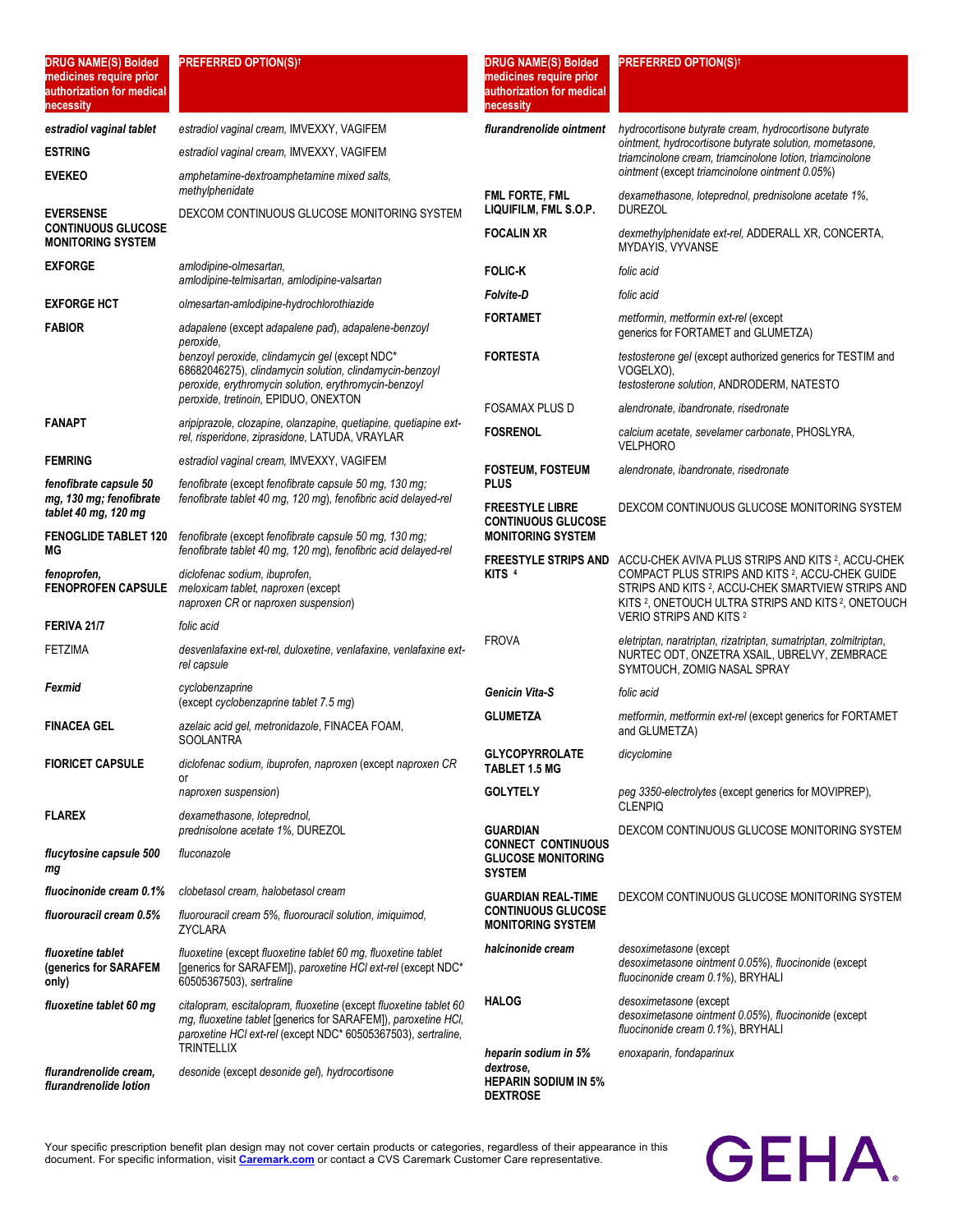| DRUG NAME(S) Bolded medicines require prior authorization for medical necessity | PREFERRED OPTION(S)† |
|---|---|
| *estradiol vaginal tablet* | *estradiol vaginal cream*, IMVEXXY, VAGIFEM |
| **ESTRING** | *estradiol vaginal cream*, IMVEXXY, VAGIFEM |
| **EVEKEO** | *amphetamine-dextroamphetamine mixed salts, methylphenidate* |
| **EVERSENSE CONTINUOUS GLUCOSE MONITORING SYSTEM** | DEXCOM CONTINUOUS GLUCOSE MONITORING SYSTEM |
| **EXFORGE** | *amlodipine-olmesartan, amlodipine-telmisartan, amlodipine-valsartan* |
| **EXFORGE HCT** | *olmesartan-amlodipine-hydrochlorothiazide* |
| **FABIOR** | *adapalene* (except *adapalene pad*), *adapalene-benzoyl peroxide, benzoyl peroxide, clindamycin gel* (except NDC* 68682046275), *clindamycin solution, clindamycin-benzoyl peroxide, erythromycin solution, erythromycin-benzoyl peroxide, tretinoin*, EPIDUO, ONEXTON |
| **FANAPT** | *aripiprazole, clozapine, olanzapine, quetiapine, quetiapine ext-rel, risperidone, ziprasidone*, LATUDA, VRAYLAR |
| **FEMRING** | *estradiol vaginal cream*, IMVEXXY, VAGIFEM |
| ***fenofibrate capsule 50 mg, 130 mg; fenofibrate tablet 40 mg, 120 mg*** | *fenofibrate* (except *fenofibrate capsule 50 mg, 130 mg; fenofibrate tablet 40 mg, 120 mg*), *fenofibric acid delayed-rel* |
| **FENOGLIDE TABLET 120 MG** | *fenofibrate* (except *fenofibrate capsule 50 mg, 130 mg; fenofibrate tablet 40 mg, 120 mg*), *fenofibric acid delayed-rel* |
| ***fenoprofen*, FENOPROFEN CAPSULE** | *diclofenac sodium, ibuprofen, meloxicam tablet, naproxen* (except *naproxen CR* or *naproxen suspension*) |
| **FERIVA 21/7** | *folic acid* |
| FETZIMA | *desvenlafaxine ext-rel, duloxetine, venlafaxine, venlafaxine ext-rel capsule* |
| ***Fexmid*** | *cyclobenzaprine* (except *cyclobenzaprine tablet 7.5 mg*) |
| **FINACEA GEL** | *azelaic acid gel, metronidazole*, FINACEA FOAM, SOOLANTRA |
| **FIORICET CAPSULE** | *diclofenac sodium, ibuprofen, naproxen* (except *naproxen CR* or *naproxen suspension*) |
| **FLAREX** | *dexamethasone, loteprednol, prednisolone acetate 1%*, DUREZOL |
| ***flucytosine capsule 500 mg*** | *fluconazole* |
| ***fluocinonide cream 0.1%*** | *clobetasol cream, halobetasol cream* |
| ***fluorouracil cream 0.5%*** | *fluorouracil cream 5%, fluorouracil solution, imiquimod*, ZYCLARA |
| ***fluoxetine tablet* (generics for SARAFEM only)** | *fluoxetine* (except *fluoxetine tablet 60 mg, fluoxetine tablet* [generics for SARAFEM]), *paroxetine HCl ext-rel* (except NDC* 60505367503), *sertraline* |
| ***fluoxetine tablet 60 mg*** | *citalopram, escitalopram, fluoxetine* (except *fluoxetine tablet 60 mg, fluoxetine tablet* [generics for SARAFEM]), *paroxetine HCl, paroxetine HCl ext-rel* (except NDC* 60505367503), *sertraline*, TRINTELLIX |
| ***flurandrenolide cream, flurandrenolide lotion*** | *desonide* (except *desonide gel*), *hydrocortisone* |
| ***flurandrenolide ointment*** | *hydrocortisone butyrate cream, hydrocortisone butyrate ointment, hydrocortisone butyrate solution, mometasone, triamcinolone cream, triamcinolone lotion, triamcinolone ointment* (except *triamcinolone ointment 0.05%*) |
| **FML FORTE, FML LIQUIFILM, FML S.O.P.** | *dexamethasone, loteprednol, prednisolone acetate 1%*, DUREZOL |
| **FOCALIN XR** | *dexmethylphenidate ext-rel*, ADDERALL XR, CONCERTA, MYDAYIS, VYVANSE |
| **FOLIC-K** | *folic acid* |
| ***Folvite-D*** | *folic acid* |
| **FORTAMET** | *metformin, metformin ext-rel* (except generics for FORTAMET and GLUMETZA) |
| **FORTESTA** | *testosterone gel* (except authorized generics for TESTIM and VOGELXO), *testosterone solution*, ANDRODERM, NATESTO |
| FOSAMAX PLUS D | *alendronate, ibandronate, risedronate* |
| **FOSRENOL** | *calcium acetate, sevelamer carbonate*, PHOSLYRA, VELPHORO |
| **FOSTEUM, FOSTEUM PLUS** | *alendronate, ibandronate, risedronate* |
| **FREESTYLE LIBRE CONTINUOUS GLUCOSE MONITORING SYSTEM** | DEXCOM CONTINUOUS GLUCOSE MONITORING SYSTEM |
| **FREESTYLE STRIPS AND KITS [4]** | ACCU-CHEK AVIVA PLUS STRIPS AND KITS [2], ACCU-CHEK COMPACT PLUS STRIPS AND KITS [2], ACCU-CHEK GUIDE STRIPS AND KITS [2], ACCU-CHEK SMARTVIEW STRIPS AND KITS [2], ONETOUCH ULTRA STRIPS AND KITS [2], ONETOUCH VERIO STRIPS AND KITS [2] |
| FROVA | *eletriptan, naratriptan, rizatriptan, sumatriptan, zolmitriptan*, NURTEC ODT, ONZETRA XSAIL, UBRELVY, ZEMBRACE SYMTOUCH, ZOMIG NASAL SPRAY |
| ***Genicin Vita-S*** | *folic acid* |
| **GLUMETZA** | *metformin, metformin ext-rel* (except generics for FORTAMET and GLUMETZA) |
| **GLYCOPYRROLATE TABLET 1.5 MG** | *dicyclomine* |
| **GOLYTELY** | *peg 3350-electrolytes* (except generics for MOVIPREP), CLENPIQ |
| **GUARDIAN CONNECT CONTINUOUS GLUCOSE MONITORING SYSTEM** | DEXCOM CONTINUOUS GLUCOSE MONITORING SYSTEM |
| **GUARDIAN REAL-TIME CONTINUOUS GLUCOSE MONITORING SYSTEM** | DEXCOM CONTINUOUS GLUCOSE MONITORING SYSTEM |
| ***halcinonide cream*** | *desoximetasone* (except *desoximetasone ointment 0.05%*), *fluocinonide* (except *fluocinonide cream 0.1%*), BRYHALI |
| **HALOG** | *desoximetasone* (except *desoximetasone ointment 0.05%*), *fluocinonide* (except *fluocinonide cream 0.1%*), BRYHALI |
| ***heparin sodium in 5% dextrose*, HEPARIN SODIUM IN 5% DEXTROSE** | *enoxaparin, fondaparinux* |

Your specific prescription benefit plan design may not cover certain products or categories, regardless of their appearance in this document. For specific information, visit **Caremark.com** or contact a CVS Caremark Customer Care representative.

GEHA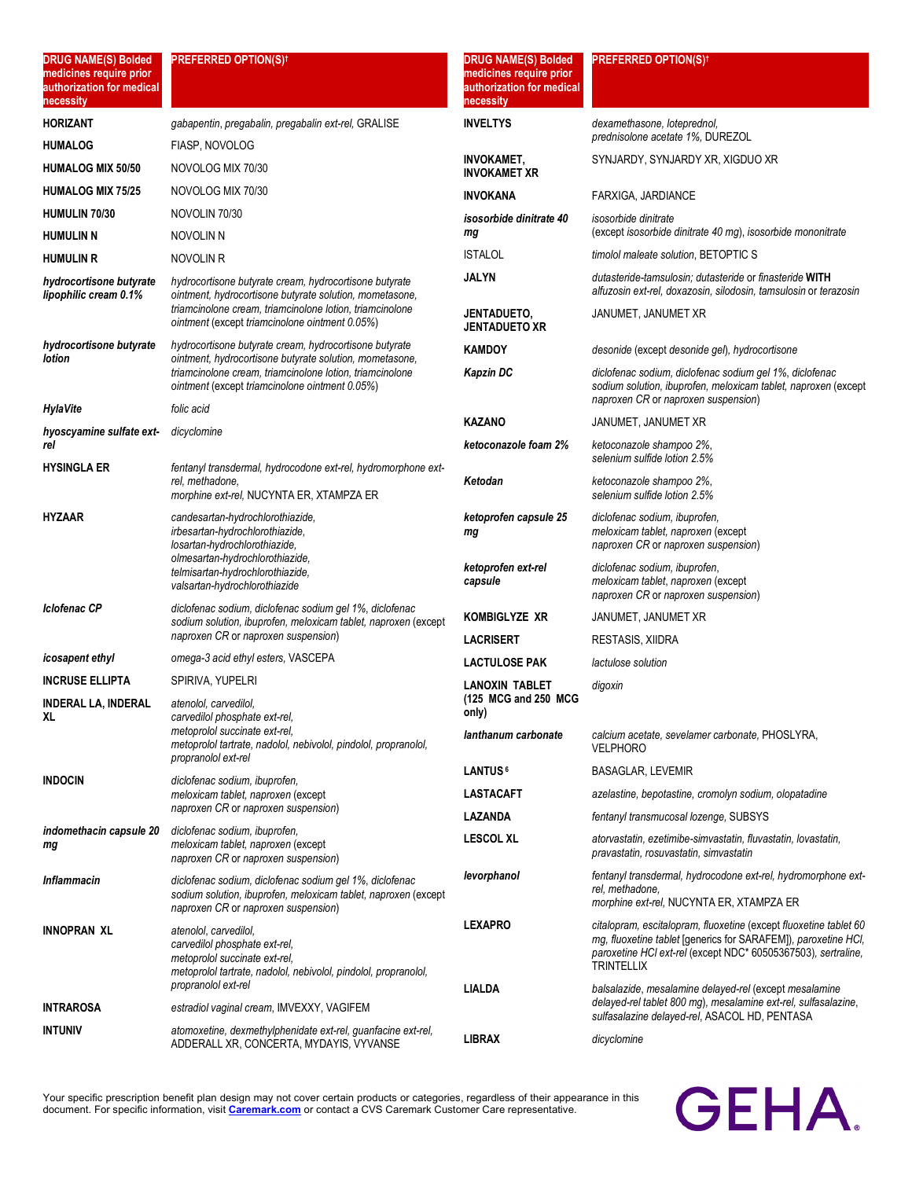| DRUG NAME(S) Bolded medicines require prior authorization for medical necessity | PREFERRED OPTION(S)† |
|---|---|
| **HORIZANT** | *gabapentin, pregabalin, pregabalin ext-rel,* GRALISE |
| **HUMALOG** | FIASP, NOVOLOG |
| **HUMALOG MIX 50/50** | NOVOLOG MIX 70/30 |
| **HUMALOG MIX 75/25** | NOVOLOG MIX 70/30 |
| **HUMULIN 70/30** | NOVOLIN 70/30 |
| **HUMULIN N** | NOVOLIN N |
| **HUMULIN R** | NOVOLIN R |
| ***hydrocortisone butyrate lipophilic cream 0.1%*** | *hydrocortisone butyrate cream, hydrocortisone butyrate ointment, hydrocortisone butyrate solution, mometasone, triamcinolone cream, triamcinolone lotion, triamcinolone ointment* (except *triamcinolone ointment 0.05%*) |
| ***hydrocortisone butyrate lotion*** | *hydrocortisone butyrate cream, hydrocortisone butyrate ointment, hydrocortisone butyrate solution, mometasone, triamcinolone cream, triamcinolone lotion, triamcinolone ointment* (except *triamcinolone ointment 0.05%*) |
| ***HylaVite*** | *folic acid* |
| ***hyoscyamine sulfate ext-rel*** | *dicyclomine* |
| **HYSINGLA ER** | *fentanyl transdermal, hydrocodone ext-rel, hydromorphone ext-rel, methadone, morphine ext-rel,* NUCYNTA ER, XTAMPZA ER |
| **HYZAAR** | *candesartan-hydrochlorothiazide, irbesartan-hydrochlorothiazide, losartan-hydrochlorothiazide, olmesartan-hydrochlorothiazide, telmisartan-hydrochlorothiazide, valsartan-hydrochlorothiazide* |
| ***Iclofenac CP*** | *diclofenac sodium, diclofenac sodium gel 1%, diclofenac sodium solution, ibuprofen, meloxicam tablet, naproxen* (except *naproxen CR* or *naproxen suspension*) |
| ***icosapent ethyl*** | *omega-3 acid ethyl esters,* VASCEPA |
| **INCRUSE ELLIPTA** | SPIRIVA, YUPELRI |
| **INDERAL LA, INDERAL XL** | *atenolol, carvedilol, carvedilol phosphate ext-rel, metoprolol succinate ext-rel, metoprolol tartrate, nadolol, nebivolol, pindolol, propranolol, propranolol ext-rel* |
| **INDOCIN** | *diclofenac sodium, ibuprofen, meloxicam tablet, naproxen* (except *naproxen CR* or *naproxen suspension*) |
| ***indomethacin capsule 20 mg*** | *diclofenac sodium, ibuprofen, meloxicam tablet, naproxen* (except *naproxen CR* or *naproxen suspension*) |
| ***Inflammacin*** | *diclofenac sodium, diclofenac sodium gel 1%, diclofenac sodium solution, ibuprofen, meloxicam tablet, naproxen* (except *naproxen CR* or *naproxen suspension*) |
| **INNOPRAN XL** | *atenolol, carvedilol, carvedilol phosphate ext-rel, metoprolol succinate ext-rel, metoprolol tartrate, nadolol, nebivolol, pindolol, propranolol, propranolol ext-rel* |
| **INTRAROSA** | *estradiol vaginal cream,* IMVEXXY, VAGIFEM |
| **INTUNIV** | *atomoxetine, dexmethylphenidate ext-rel, guanfacine ext-rel,* ADDERALL XR, CONCERTA, MYDAYIS, VYVANSE |
| **INVELTYS** | *dexamethasone, loteprednol, prednisolone acetate 1%,* DUREZOL |
| **INVOKAMET, INVOKAMET XR** | SYNJARDY, SYNJARDY XR, XIGDUO XR |
| **INVOKANA** | FARXIGA, JARDIANCE |
| ***isosorbide dinitrate 40 mg*** | *isosorbide dinitrate* (except *isosorbide dinitrate 40 mg*), *isosorbide mononitrate* |
| ISTALOL | *timolol maleate solution,* BETOPTIC S |
| **JALYN** | *dutasteride-tamsulosin; dutasteride* or *finasteride* **WITH** *alfuzosin ext-rel, doxazosin, silodosin, tamsulosin* or *terazosin* |
| **JENTADUETO, JENTADUETO XR** | JANUMET, JANUMET XR |
| **KAMDOY** | *desonide* (except *desonide gel*), *hydrocortisone* |
| ***Kapzin DC*** | *diclofenac sodium, diclofenac sodium gel 1%, diclofenac sodium solution, ibuprofen, meloxicam tablet, naproxen* (except *naproxen CR* or *naproxen suspension*) |
| **KAZANO** | JANUMET, JANUMET XR |
| ***ketoconazole foam 2%*** | *ketoconazole shampoo 2%, selenium sulfide lotion 2.5%* |
| ***Ketodan*** | *ketoconazole shampoo 2%, selenium sulfide lotion 2.5%* |
| ***ketoprofen capsule 25 mg*** | *diclofenac sodium, ibuprofen, meloxicam tablet, naproxen* (except *naproxen CR* or *naproxen suspension*) |
| ***ketoprofen ext-rel capsule*** | *diclofenac sodium, ibuprofen, meloxicam tablet, naproxen* (except *naproxen CR* or *naproxen suspension*) |
| **KOMBIGLYZE XR** | JANUMET, JANUMET XR |
| **LACRISERT** | RESTASIS, XIIDRA |
| **LACTULOSE PAK** | *lactulose solution* |
| **LANOXIN TABLET (125 MCG and 250 MCG only)** | *digoxin* |
| ***lanthanum carbonate*** | *calcium acetate, sevelamer carbonate,* PHOSLYRA, VELPHORO |
| **LANTUS**[6] | BASAGLAR, LEVEMIR |
| **LASTACAFT** | *azelastine, bepotastine, cromolyn sodium, olopatadine* |
| **LAZANDA** | *fentanyl transmucosal lozenge,* SUBSYS |
| **LESCOL XL** | *atorvastatin, ezetimibe-simvastatin, fluvastatin, lovastatin, pravastatin, rosuvastatin, simvastatin* |
| ***levorphanol*** | *fentanyl transdermal, hydrocodone ext-rel, hydromorphone ext-rel, methadone, morphine ext-rel,* NUCYNTA ER, XTAMPZA ER |
| **LEXAPRO** | *citalopram, escitalopram, fluoxetine* (except *fluoxetine tablet 60 mg, fluoxetine tablet* [generics for SARAFEM]), *paroxetine HCl, paroxetine HCl ext-rel* (except NDC* 60505367503), *sertraline,* TRINTELLIX |
| **LIALDA** | *balsalazide, mesalamine delayed-rel* (except *mesalamine delayed-rel tablet 800 mg*), *mesalamine ext-rel, sulfasalazine, sulfasalazine delayed-rel,* ASACOL HD, PENTASA |
| **LIBRAX** | *dicyclomine* |

Your specific prescription benefit plan design may not cover certain products or categories, regardless of their appearance in this document. For specific information, visit [Caremark.com](https://www.caremark.com) or contact a CVS Caremark Customer Care representative.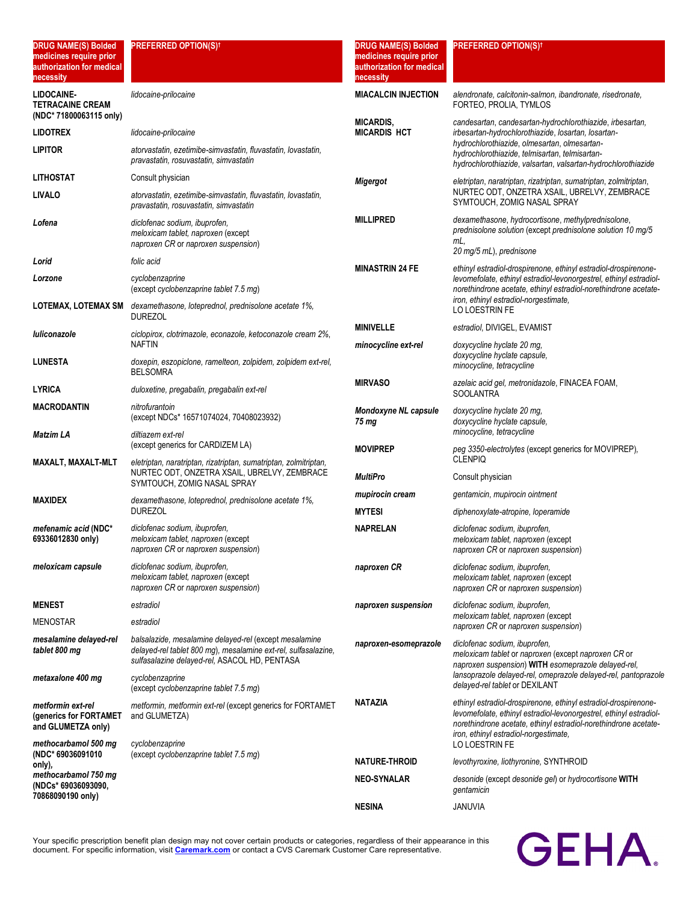| DRUG NAME(S) Bolded medicines require prior authorization for medical necessity | PREFERRED OPTION(S)† |
|---|---|
| **LIDOCAINE-TETRACAINE CREAM (NDC* 71800063115 only)** | *lidocaine-prilocaine* |
| **LIDOTREX** | *lidocaine-prilocaine* |
| **LIPITOR** | *atorvastatin, ezetimibe-simvastatin, fluvastatin, lovastatin, pravastatin, rosuvastatin, simvastatin* |
| **LITHOSTAT** | Consult physician |
| **LIVALO** | *atorvastatin, ezetimibe-simvastatin, fluvastatin, lovastatin, pravastatin, rosuvastatin, simvastatin* |
| ***Lofena*** | *diclofenac sodium, ibuprofen, meloxicam tablet, naproxen* (except *naproxen CR* or *naproxen suspension*) |
| ***Lorid*** | *folic acid* |
| ***Lorzone*** | *cyclobenzaprine* (except *cyclobenzaprine tablet 7.5 mg*) |
| **LOTEMAX, LOTEMAX SM** | *dexamethasone, loteprednol, prednisolone acetate 1%,* DUREZOL |
| ***luliconazole*** | *ciclopirox, clotrimazole, econazole, ketoconazole cream 2%,* NAFTIN |
| **LUNESTA** | *doxepin, eszopiclone, ramelteon, zolpidem, zolpidem ext-rel,* BELSOMRA |
| **LYRICA** | *duloxetine, pregabalin, pregabalin ext-rel* |
| **MACRODANTIN** | *nitrofurantoin* (except NDCs* 16571074024, 70408023932) |
| ***Matzim LA*** | *diltiazem ext-rel* (except generics for CARDIZEM LA) |
| **MAXALT, MAXALT-MLT** | *eletriptan, naratriptan, rizatriptan, sumatriptan, zolmitriptan,* NURTEC ODT, ONZETRA XSAIL, UBRELVY, ZEMBRACE SYMTOUCH, ZOMIG NASAL SPRAY |
| **MAXIDEX** | *dexamethasone, loteprednol, prednisolone acetate 1%,* DUREZOL |
| ***mefenamic acid* (NDC* 69336012830 only)** | *diclofenac sodium, ibuprofen, meloxicam tablet, naproxen* (except *naproxen CR* or *naproxen suspension*) |
| ***meloxicam capsule*** | *diclofenac sodium, ibuprofen, meloxicam tablet, naproxen* (except *naproxen CR* or *naproxen suspension*) |
| **MENEST** | *estradiol* |
| MENOSTAR | *estradiol* |
| ***mesalamine delayed-rel tablet 800 mg*** | *balsalazide, mesalamine delayed-rel* (except *mesalamine delayed-rel tablet 800 mg*), *mesalamine ext-rel, sulfasalazine, sulfasalazine delayed-rel,* ASACOL HD, PENTASA |
| ***metaxalone 400 mg*** | *cyclobenzaprine* (except *cyclobenzaprine tablet 7.5 mg*) |
| ***metformin ext-rel* (generics for FORTAMET and GLUMETZA only)** | *metformin, metformin ext-rel* (except generics for FORTAMET and GLUMETZA) |
| ***methocarbamol 500 mg* (NDC* 69036091010 only), *methocarbamol 750 mg* (NDCs* 69036093090, 70868090190 only)** | *cyclobenzaprine* (except *cyclobenzaprine tablet 7.5 mg*) |
| **MIACALCIN INJECTION** | *alendronate, calcitonin-salmon, ibandronate, risedronate,* FORTEO, PROLIA, TYMLOS |
| **MICARDIS, MICARDIS HCT** | *candesartan, candesartan-hydrochlorothiazide, irbesartan, irbesartan-hydrochlorothiazide, losartan, losartan-hydrochlorothiazide, olmesartan, olmesartan-hydrochlorothiazide, telmisartan, telmisartan-hydrochlorothiazide, valsartan, valsartan-hydrochlorothiazide* |
| ***Migergot*** | *eletriptan, naratriptan, rizatriptan, sumatriptan, zolmitriptan,* NURTEC ODT, ONZETRA XSAIL, UBRELVY, ZEMBRACE SYMTOUCH, ZOMIG NASAL SPRAY |
| **MILLIPRED** | *dexamethasone, hydrocortisone, methylprednisolone, prednisolone solution* (except *prednisolone solution 10 mg/5 mL, 20 mg/5 mL*), *prednisone* |
| **MINASTRIN 24 FE** | *ethinyl estradiol-drospirenone, ethinyl estradiol-drospirenone-levomefolate, ethinyl estradiol-levonorgestrel, ethinyl estradiol-norethindrone acetate, ethinyl estradiol-norethindrone acetate-iron, ethinyl estradiol-norgestimate,* LO LOESTRIN FE |
| **MINIVELLE** | *estradiol,* DIVIGEL, EVAMIST |
| ***minocycline ext-rel*** | *doxycycline hyclate 20 mg, doxycycline hyclate capsule, minocycline, tetracycline* |
| **MIRVASO** | *azelaic acid gel, metronidazole,* FINACEA FOAM, SOOLANTRA |
| ***Mondoxyne NL capsule 75 mg*** | *doxycycline hyclate 20 mg, doxycycline hyclate capsule, minocycline, tetracycline* |
| **MOVIPREP** | *peg 3350-electrolytes* (except generics for MOVIPREP), CLENPIQ |
| ***MultiPro*** | Consult physician |
| ***mupirocin cream*** | *gentamicin, mupirocin ointment* |
| **MYTESI** | *diphenoxylate-atropine, loperamide* |
| **NAPRELAN** | *diclofenac sodium, ibuprofen, meloxicam tablet, naproxen* (except *naproxen CR* or *naproxen suspension*) |
| ***naproxen CR*** | *diclofenac sodium, ibuprofen, meloxicam tablet, naproxen* (except *naproxen CR* or *naproxen suspension*) |
| ***naproxen suspension*** | *diclofenac sodium, ibuprofen, meloxicam tablet, naproxen* (except *naproxen CR* or *naproxen suspension*) |
| ***naproxen-esomeprazole*** | *diclofenac sodium, ibuprofen, meloxicam tablet* or *naproxen* (except *naproxen CR* or *naproxen suspension*) **WITH** *esomeprazole delayed-rel, lansoprazole delayed-rel, omeprazole delayed-rel, pantoprazole delayed-rel tablet* or DEXILANT |
| **NATAZIA** | *ethinyl estradiol-drospirenone, ethinyl estradiol-drospirenone-levomefolate, ethinyl estradiol-levonorgestrel, ethinyl estradiol-norethindrone acetate, ethinyl estradiol-norethindrone acetate-iron, ethinyl estradiol-norgestimate,* LO LOESTRIN FE |
| **NATURE-THROID** | *levothyroxine, liothyronine,* SYNTHROID |
| **NEO-SYNALAR** | *desonide* (except *desonide gel*) or *hydrocortisone* **WITH** *gentamicin* |
| **NESINA** | JANUVIA |

Your specific prescription benefit plan design may not cover certain products or categories, regardless of their appearance in this document. For specific information, visit **Caremark.com** or contact a CVS Caremark Customer Care representative.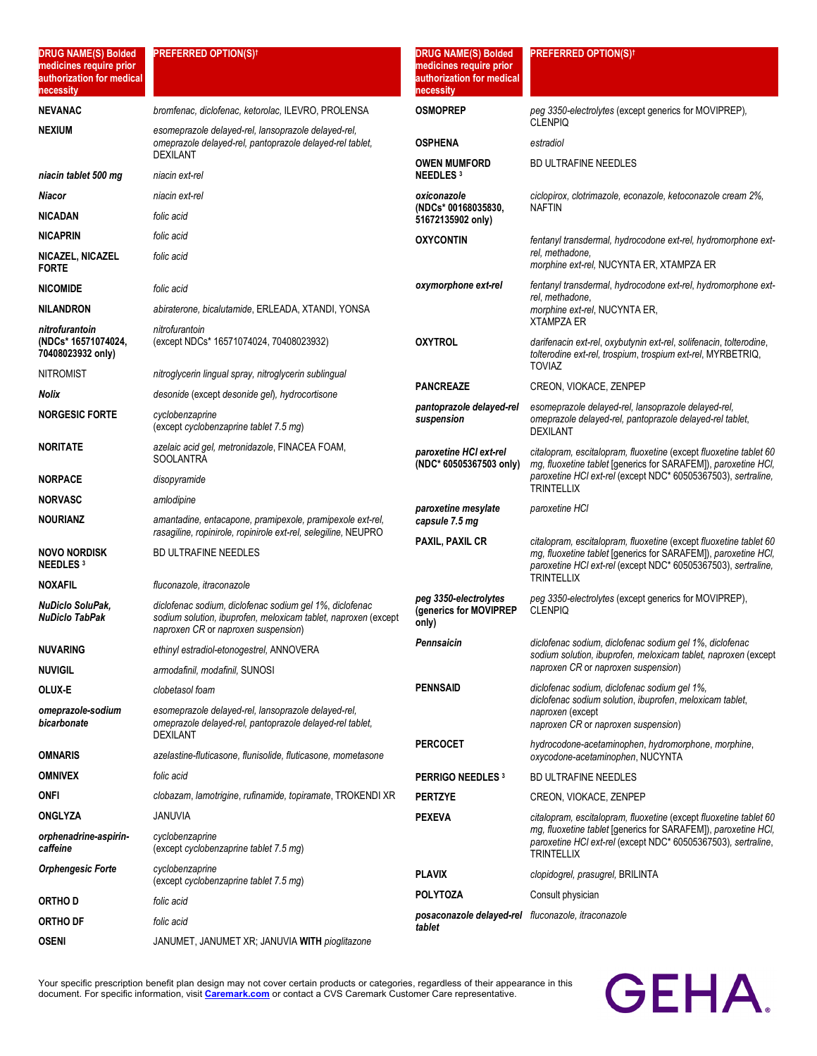| DRUG NAME(S) Bolded medicines require prior authorization for medical necessity | PREFERRED OPTION(S)† |
|---|---|
| **NEVANAC** | *bromfenac, diclofenac, ketorolac,* ILEVRO, PROLENSA |
| **NEXIUM** | *esomeprazole delayed-rel, lansoprazole delayed-rel, omeprazole delayed-rel, pantoprazole delayed-rel tablet,* DEXILANT |
| ***niacin tablet 500 mg*** | *niacin ext-rel* |
| ***Niacor*** | *niacin ext-rel* |
| **NICADAN** | *folic acid* |
| **NICAPRIN** | *folic acid* |
| **NICAZEL, NICAZEL FORTE** | *folic acid* |
| **NICOMIDE** | *folic acid* |
| **NILANDRON** | *abiraterone, bicalutamide,* ERLEADA, XTANDI, YONSA |
| ***nitrofurantoin* (NDCs* 16571074024, 70408023932 only)** | *nitrofurantoin* (except NDCs* 16571074024, 70408023932) |
| NITROMIST | *nitroglycerin lingual spray, nitroglycerin sublingual* |
| ***Nolix*** | *desonide* (except *desonide gel*), *hydrocortisone* |
| **NORGESIC FORTE** | *cyclobenzaprine* (except *cyclobenzaprine tablet 7.5 mg*) |
| **NORITATE** | *azelaic acid gel, metronidazole,* FINACEA FOAM, SOOLANTRA |
| **NORPACE** | *disopyramide* |
| **NORVASC** | *amlodipine* |
| **NOURIANZ** | *amantadine, entacapone, pramipexole, pramipexole ext-rel, rasagiline, ropinirole, ropinirole ext-rel, selegiline,* NEUPRO |
| **NOVO NORDISK NEEDLES** [3] | BD ULTRAFINE NEEDLES |
| **NOXAFIL** | *fluconazole, itraconazole* |
| ***NuDiclo SoluPak, NuDiclo TabPak*** | *diclofenac sodium, diclofenac sodium gel 1%, diclofenac sodium solution, ibuprofen, meloxicam tablet, naproxen* (except *naproxen CR* or *naproxen suspension*) |
| **NUVARING** | *ethinyl estradiol-etonogestrel,* ANNOVERA |
| **NUVIGIL** | *armodafinil, modafinil,* SUNOSI |
| **OLUX-E** | *clobetasol foam* |
| ***omeprazole-sodium bicarbonate*** | *esomeprazole delayed-rel, lansoprazole delayed-rel, omeprazole delayed-rel, pantoprazole delayed-rel tablet,* DEXILANT |
| **OMNARIS** | *azelastine-fluticasone, flunisolide, fluticasone, mometasone* |
| **OMNIVEX** | *folic acid* |
| **ONFI** | *clobazam, lamotrigine, rufinamide, topiramate,* TROKENDI XR |
| **ONGLYZA** | JANUVIA |
| ***orphenadrine-aspirin-caffeine*** | *cyclobenzaprine* (except *cyclobenzaprine tablet 7.5 mg*) |
| ***Orphengesic Forte*** | *cyclobenzaprine* (except *cyclobenzaprine tablet 7.5 mg*) |
| **ORTHO D** | *folic acid* |
| **ORTHO DF** | *folic acid* |
| **OSENI** | JANUMET, JANUMET XR; JANUVIA **WITH** *pioglitazone* |
| **OSMOPREP** | *peg 3350-electrolytes* (except generics for MOVIPREP), CLENPIQ |
| **OSPHENA** | *estradiol* |
| **OWEN MUMFORD NEEDLES** [3] | BD ULTRAFINE NEEDLES |
| ***oxiconazole* (NDCs* 00168035830, 51672135902 only)** | *ciclopirox, clotrimazole, econazole, ketoconazole cream 2%,* NAFTIN |
| **OXYCONTIN** | *fentanyl transdermal, hydrocodone ext-rel, hydromorphone ext-rel, methadone, morphine ext-rel,* NUCYNTA ER, XTAMPZA ER |
| ***oxymorphone ext-rel*** | *fentanyl transdermal, hydrocodone ext-rel, hydromorphone ext-rel, methadone, morphine ext-rel,* NUCYNTA ER, XTAMPZA ER |
| **OXYTROL** | *darifenacin ext-rel, oxybutynin ext-rel, solifenacin, tolterodine, tolterodine ext-rel, trospium, trospium ext-rel,* MYRBETRIQ, TOVIAZ |
| **PANCREAZE** | CREON, VIOKACE, ZENPEP |
| ***pantoprazole delayed-rel suspension*** | *esomeprazole delayed-rel, lansoprazole delayed-rel, omeprazole delayed-rel, pantoprazole delayed-rel tablet,* DEXILANT |
| ***paroxetine HCl ext-rel* (NDC* 60505367503 only)** | *citalopram, escitalopram, fluoxetine* (except *fluoxetine tablet 60 mg, fluoxetine tablet* [generics for SARAFEM]), *paroxetine HCl, paroxetine HCl ext-rel* (except NDC* 60505367503), *sertraline,* TRINTELLIX |
| ***paroxetine mesylate capsule 7.5 mg*** | *paroxetine HCl* |
| **PAXIL, PAXIL CR** | *citalopram, escitalopram, fluoxetine* (except *fluoxetine tablet 60 mg, fluoxetine tablet* [generics for SARAFEM]), *paroxetine HCl, paroxetine HCl ext-rel* (except NDC* 60505367503), *sertraline,* TRINTELLIX |
| ***peg 3350-electrolytes* (generics for MOVIPREP only)** | *peg 3350-electrolytes* (except generics for MOVIPREP), CLENPIQ |
| ***Pennsaicin*** | *diclofenac sodium, diclofenac sodium gel 1%, diclofenac sodium solution, ibuprofen, meloxicam tablet, naproxen* (except *naproxen CR* or *naproxen suspension*) |
| **PENNSAID** | *diclofenac sodium, diclofenac sodium gel 1%, diclofenac sodium solution, ibuprofen, meloxicam tablet, naproxen* (except *naproxen CR* or *naproxen suspension*) |
| **PERCOCET** | *hydrocodone-acetaminophen, hydromorphone, morphine, oxycodone-acetaminophen,* NUCYNTA |
| **PERRIGO NEEDLES** [3] | BD ULTRAFINE NEEDLES |
| **PERTZYE** | CREON, VIOKACE, ZENPEP |
| **PEXEVA** | *citalopram, escitalopram, fluoxetine* (except *fluoxetine tablet 60 mg, fluoxetine tablet* [generics for SARAFEM]), *paroxetine HCl, paroxetine HCl ext-rel* (except NDC* 60505367503), *sertraline,* TRINTELLIX |
| **PLAVIX** | *clopidogrel, prasugrel,* BRILINTA |
| **POLYTOZA** | Consult physician |
| ***posaconazole delayed-rel tablet*** | *fluconazole, itraconazole* |

Your specific prescription benefit plan design may not cover certain products or categories, regardless of their appearance in this document. For specific information, visit **Caremark.com** or contact a CVS Caremark Customer Care representative.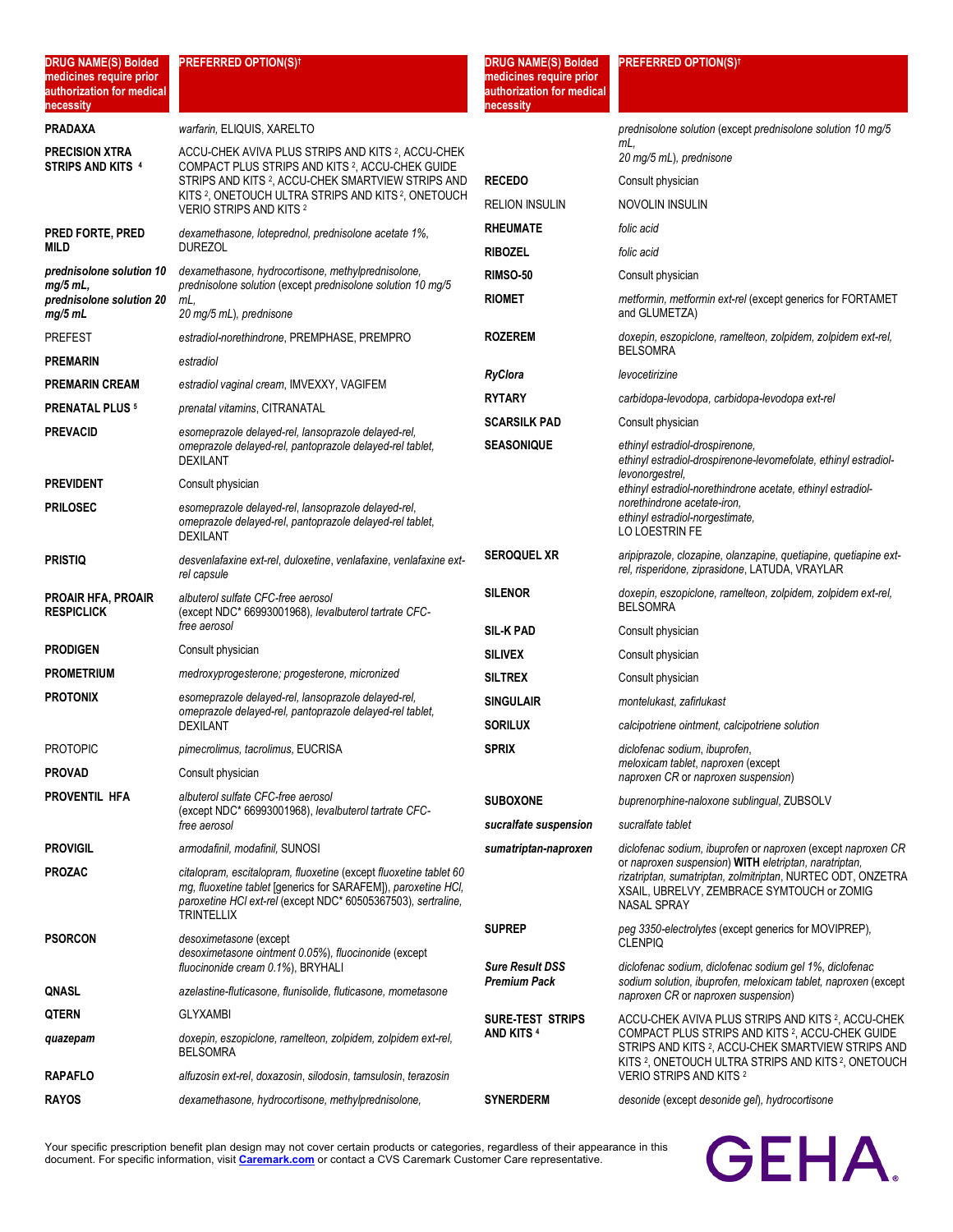| DRUG NAME(S) Bolded medicines require prior authorization for medical necessity | PREFERRED OPTION(S)† |
|---|---|
| **PRADAXA** | *warfarin*, ELIQUIS, XARELTO |
| **PRECISION XTRA STRIPS AND KITS** [4] | ACCU-CHEK AVIVA PLUS STRIPS AND KITS [2], ACCU-CHEK COMPACT PLUS STRIPS AND KITS [2], ACCU-CHEK GUIDE STRIPS AND KITS [2], ACCU-CHEK SMARTVIEW STRIPS AND KITS [2], ONETOUCH ULTRA STRIPS AND KITS [2], ONETOUCH VERIO STRIPS AND KITS [2] |
| **PRED FORTE, PRED MILD** | *dexamethasone, loteprednol, prednisolone acetate 1%*, DUREZOL |
| ***prednisolone solution 10 mg/5 mL, prednisolone solution 20 mg/5 mL*** | *dexamethasone, hydrocortisone, methylprednisolone, prednisolone solution* (except *prednisolone solution 10 mg/5 mL, 20 mg/5 mL*), *prednisone* |
| PREFEST | *estradiol-norethindrone*, PREMPHASE, PREMPRO |
| **PREMARIN** | *estradiol* |
| **PREMARIN CREAM** | *estradiol vaginal cream*, IMVEXXY, VAGIFEM |
| **PRENATAL PLUS** [5] | *prenatal vitamins*, CITRANATAL |
| **PREVACID** | *esomeprazole delayed-rel, lansoprazole delayed-rel, omeprazole delayed-rel, pantoprazole delayed-rel tablet*, DEXILANT |
| **PREVIDENT** | Consult physician |
| **PRILOSEC** | *esomeprazole delayed-rel, lansoprazole delayed-rel, omeprazole delayed-rel, pantoprazole delayed-rel tablet*, DEXILANT |
| **PRISTIQ** | *desvenlafaxine ext-rel, duloxetine, venlafaxine, venlafaxine ext-rel capsule* |
| **PROAIR HFA, PROAIR RESPICLICK** | *albuterol sulfate CFC-free aerosol* (except NDC* 66993001968), *levalbuterol tartrate CFC-free aerosol* |
| **PRODIGEN** | Consult physician |
| **PROMETRIUM** | *medroxyprogesterone; progesterone, micronized* |
| **PROTONIX** | *esomeprazole delayed-rel, lansoprazole delayed-rel, omeprazole delayed-rel, pantoprazole delayed-rel tablet*, DEXILANT |
| PROTOPIC | *pimecrolimus, tacrolimus*, EUCRISA |
| **PROVAD** | Consult physician |
| **PROVENTIL HFA** | *albuterol sulfate CFC-free aerosol* (except NDC* 66993001968), *levalbuterol tartrate CFC-free aerosol* |
| **PROVIGIL** | *armodafinil, modafinil*, SUNOSI |
| **PROZAC** | *citalopram, escitalopram, fluoxetine* (except *fluoxetine tablet 60 mg, fluoxetine tablet* [generics for SARAFEM]), *paroxetine HCl, paroxetine HCl ext-rel* (except NDC* 60505367503), *sertraline*, TRINTELLIX |
| **PSORCON** | *desoximetasone* (except *desoximetasone ointment 0.05%*), *fluocinonide* (except *fluocinonide cream 0.1%*), BRYHALI |
| **QNASL** | *azelastine-fluticasone, flunisolide, fluticasone, mometasone* |
| **QTERN** | GLYXAMBI |
| ***quazepam*** | *doxepin, eszopiclone, ramelteon, zolpidem, zolpidem ext-rel*, BELSOMRA |
| **RAPAFLO** | *alfuzosin ext-rel, doxazosin, silodosin, tamsulosin, terazosin* |
| **RAYOS** | *dexamethasone, hydrocortisone, methylprednisolone, prednisolone solution* (except *prednisolone solution 10 mg/5 mL, 20 mg/5 mL*), *prednisone* |
| **RECEDO** | Consult physician |
| RELION INSULIN | NOVOLIN INSULIN |
| **RHEUMATE** | *folic acid* |
| **RIBOZEL** | *folic acid* |
| **RIMSO-50** | Consult physician |
| **RIOMET** | *metformin, metformin ext-rel* (except generics for FORTAMET and GLUMETZA) |
| **ROZEREM** | *doxepin, eszopiclone, ramelteon, zolpidem, zolpidem ext-rel*, BELSOMRA |
| ***RyClora*** | *levocetirizine* |
| **RYTARY** | *carbidopa-levodopa, carbidopa-levodopa ext-rel* |
| **SCARSILK PAD** | Consult physician |
| **SEASONIQUE** | *ethinyl estradiol-drospirenone, ethinyl estradiol-drospirenone-levomefolate, ethinyl estradiol-levonorgestrel, ethinyl estradiol-norethindrone acetate, ethinyl estradiol-norethindrone acetate-iron, ethinyl estradiol-norgestimate*, LO LOESTRIN FE |
| **SEROQUEL XR** | *aripiprazole, clozapine, olanzapine, quetiapine, quetiapine ext-rel, risperidone, ziprasidone*, LATUDA, VRAYLAR |
| **SILENOR** | *doxepin, eszopiclone, ramelteon, zolpidem, zolpidem ext-rel*, BELSOMRA |
| **SIL-K PAD** | Consult physician |
| **SILIVEX** | Consult physician |
| **SILTREX** | Consult physician |
| **SINGULAIR** | *montelukast, zafirlukast* |
| **SORILUX** | *calcipotriene ointment, calcipotriene solution* |
| **SPRIX** | *diclofenac sodium, ibuprofen, meloxicam tablet, naproxen* (except *naproxen CR* or *naproxen suspension*) |
| **SUBOXONE** | *buprenorphine-naloxone sublingual*, ZUBSOLV |
| ***sucralfate suspension*** | *sucralfate tablet* |
| ***sumatriptan-naproxen*** | *diclofenac sodium, ibuprofen* or *naproxen* (except *naproxen CR* or *naproxen suspension*) **WITH** *eletriptan, naratriptan, rizatriptan, sumatriptan, zolmitriptan*, NURTEC ODT, ONZETRA XSAIL, UBRELVY, ZEMBRACE SYMTOUCH or ZOMIG NASAL SPRAY |
| **SUPREP** | *peg 3350-electrolytes* (except generics for MOVIPREP), CLENPIQ |
| ***Sure Result DSS Premium Pack*** | *diclofenac sodium, diclofenac sodium gel 1%, diclofenac sodium solution, ibuprofen, meloxicam tablet, naproxen* (except *naproxen CR* or *naproxen suspension*) |
| **SURE-TEST STRIPS AND KITS** [4] | ACCU-CHEK AVIVA PLUS STRIPS AND KITS [2], ACCU-CHEK COMPACT PLUS STRIPS AND KITS [2], ACCU-CHEK GUIDE STRIPS AND KITS [2], ACCU-CHEK SMARTVIEW STRIPS AND KITS [2], ONETOUCH ULTRA STRIPS AND KITS [2], ONETOUCH VERIO STRIPS AND KITS [2] |
| **SYNERDERM** | *desonide* (except *desonide gel*), *hydrocortisone* |

Your specific prescription benefit plan design may not cover certain products or categories, regardless of their appearance in this document. For specific information, visit **Caremark.com** or contact a CVS Caremark Customer Care representative.

GEHA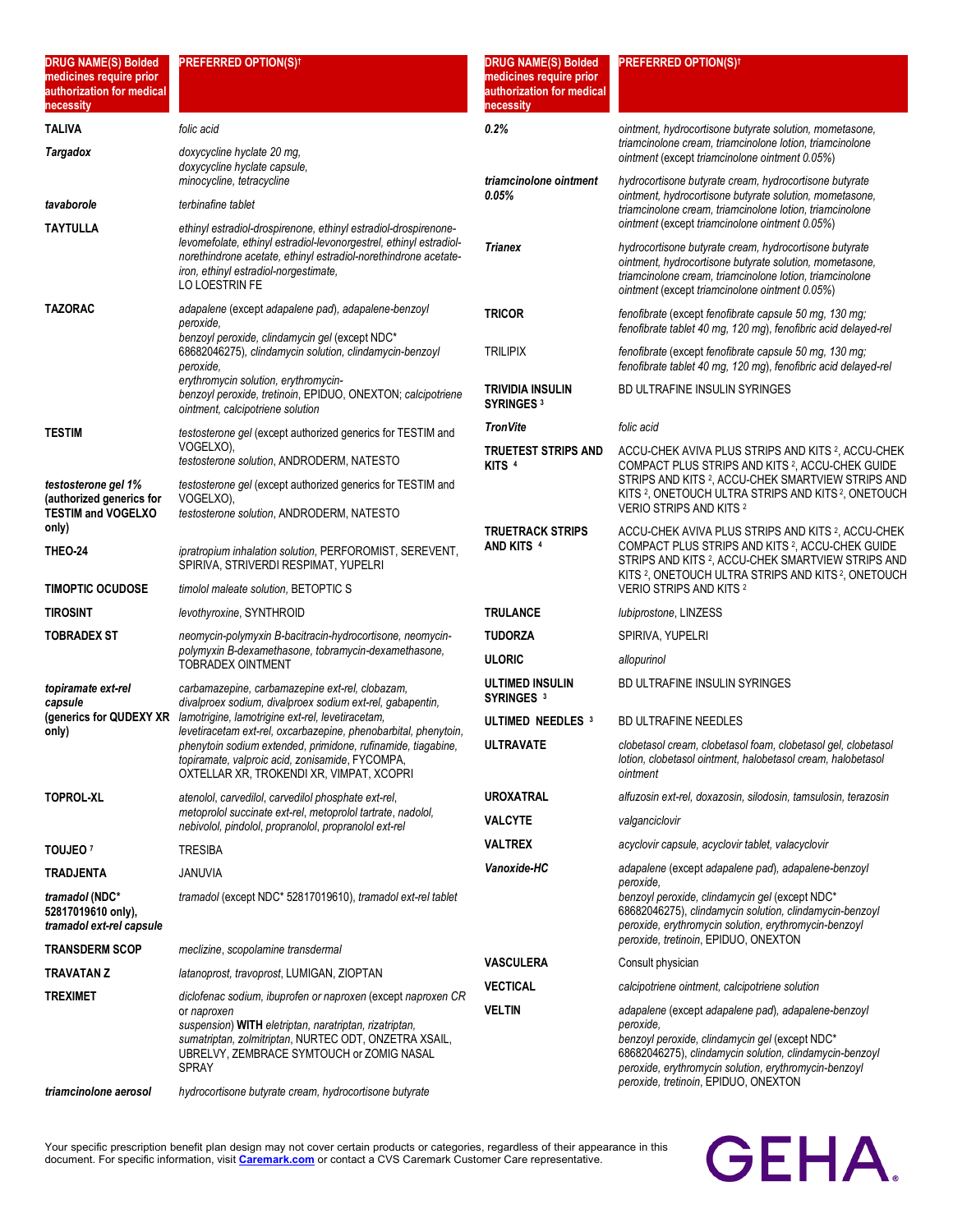| DRUG NAME(S) Bolded medicines require prior authorization for medical necessity | PREFERRED OPTION(S)† |
|---|---|
| **TALIVA** | *folic acid* |
| ***Targadox*** | *doxycycline hyclate 20 mg, doxycycline hyclate capsule, minocycline, tetracycline* |
| ***tavaborole*** | *terbinafine tablet* |
| **TAYTULLA** | *ethinyl estradiol-drospirenone, ethinyl estradiol-drospirenone-levomefolate, ethinyl estradiol-levonorgestrel, ethinyl estradiol-norethindrone acetate, ethinyl estradiol-norethindrone acetate-iron, ethinyl estradiol-norgestimate,* LO LOESTRIN FE |
| **TAZORAC** | *adapalene* (except *adapalene pad*), *adapalene-benzoyl peroxide, benzoyl peroxide, clindamycin gel* (except NDC* 68682046275), *clindamycin solution, clindamycin-benzoyl peroxide, erythromycin solution, erythromycin-benzoyl peroxide, tretinoin*, EPIDUO, ONEXTON; *calcipotriene ointment, calcipotriene solution* |
| **TESTIM** | *testosterone gel* (except authorized generics for TESTIM and VOGELXO), *testosterone solution*, ANDRODERM, NATESTO |
| ***testosterone gel 1%* (authorized generics for TESTIM and VOGELXO only)** | *testosterone gel* (except authorized generics for TESTIM and VOGELXO), *testosterone solution*, ANDRODERM, NATESTO |
| **THEO-24** | *ipratropium inhalation solution*, PERFOROMIST, SEREVENT, SPIRIVA, STRIVERDI RESPIMAT, YUPELRI |
| **TIMOPTIC OCUDOSE** | *timolol maleate solution*, BETOPTIC S |
| **TIROSINT** | *levothyroxine*, SYNTHROID |
| **TOBRADEX ST** | *neomycin-polymyxin B-bacitracin-hydrocortisone, neomycin-polymyxin B-dexamethasone, tobramycin-dexamethasone,* TOBRADEX OINTMENT |
| ***topiramate ext-rel capsule* (generics for QUDEXY XR only)** | *carbamazepine, carbamazepine ext-rel, clobazam, divalproex sodium, divalproex sodium ext-rel, gabapentin, lamotrigine, lamotrigine ext-rel, levetiracetam, levetiracetam ext-rel, oxcarbazepine, phenobarbital, phenytoin, phenytoin sodium extended, primidone, rufinamide, tiagabine, topiramate, valproic acid, zonisamide*, FYCOMPA, OXTELLAR XR, TROKENDI XR, VIMPAT, XCOPRI |
| **TOPROL-XL** | *atenolol, carvedilol, carvedilol phosphate ext-rel, metoprolol succinate ext-rel, metoprolol tartrate, nadolol, nebivolol, pindolol, propranolol, propranolol ext-rel* |
| **TOUJEO** [7] | TRESIBA |
| **TRADJENTA** | JANUVIA |
| ***tramadol* (NDC* 52817019610 only), *tramadol ext-rel capsule*** | *tramadol* (except NDC* 52817019610), *tramadol ext-rel tablet* |
| **TRANSDERM SCOP** | *meclizine, scopolamine transdermal* |
| **TRAVATAN Z** | *latanoprost, travoprost*, LUMIGAN, ZIOPTAN |
| **TREXIMET** | *diclofenac sodium, ibuprofen or naproxen* (except *naproxen CR* or *naproxen suspension*) **WITH** *eletriptan, naratriptan, rizatriptan, sumatriptan, zolmitriptan*, NURTEC ODT, ONZETRA XSAIL, UBRELVY, ZEMBRACE SYMTOUCH or ZOMIG NASAL SPRAY |
| ***triamcinolone aerosol 0.2%*** | *hydrocortisone butyrate cream, hydrocortisone butyrate ointment, hydrocortisone butyrate solution, mometasone, triamcinolone cream, triamcinolone lotion, triamcinolone ointment* (except *triamcinolone ointment 0.05%*) |
| ***triamcinolone ointment 0.05%*** | *hydrocortisone butyrate cream, hydrocortisone butyrate ointment, hydrocortisone butyrate solution, mometasone, triamcinolone cream, triamcinolone lotion, triamcinolone ointment* (except *triamcinolone ointment 0.05%*) |
| ***Trianex*** | *hydrocortisone butyrate cream, hydrocortisone butyrate ointment, hydrocortisone butyrate solution, mometasone, triamcinolone cream, triamcinolone lotion, triamcinolone ointment* (except *triamcinolone ointment 0.05%*) |
| **TRICOR** | *fenofibrate* (except *fenofibrate capsule 50 mg, 130 mg; fenofibrate tablet 40 mg, 120 mg*), *fenofibric acid delayed-rel* |
| TRILIPIX | *fenofibrate* (except *fenofibrate capsule 50 mg, 130 mg; fenofibrate tablet 40 mg, 120 mg*), *fenofibric acid delayed-rel* |
| **TRIVIDIA INSULIN SYRINGES** [3] | BD ULTRAFINE INSULIN SYRINGES |
| ***TronVite*** | *folic acid* |
| **TRUETEST STRIPS AND KITS** [4] | ACCU-CHEK AVIVA PLUS STRIPS AND KITS [2], ACCU-CHEK COMPACT PLUS STRIPS AND KITS [2], ACCU-CHEK GUIDE STRIPS AND KITS [2], ACCU-CHEK SMARTVIEW STRIPS AND KITS [2], ONETOUCH ULTRA STRIPS AND KITS [2], ONETOUCH VERIO STRIPS AND KITS [2] |
| **TRUETRACK STRIPS AND KITS** [4] | ACCU-CHEK AVIVA PLUS STRIPS AND KITS [2], ACCU-CHEK COMPACT PLUS STRIPS AND KITS [2], ACCU-CHEK GUIDE STRIPS AND KITS [2], ACCU-CHEK SMARTVIEW STRIPS AND KITS [2], ONETOUCH ULTRA STRIPS AND KITS [2], ONETOUCH VERIO STRIPS AND KITS [2] |
| **TRULANCE** | *lubiprostone*, LINZESS |
| **TUDORZA** | SPIRIVA, YUPELRI |
| **ULORIC** | *allopurinol* |
| **ULTIMED INSULIN SYRINGES** [3] | BD ULTRAFINE INSULIN SYRINGES |
| **ULTIMED NEEDLES** [3] | BD ULTRAFINE NEEDLES |
| **ULTRAVATE** | *clobetasol cream, clobetasol foam, clobetasol gel, clobetasol lotion, clobetasol ointment, halobetasol cream, halobetasol ointment* |
| **UROXATRAL** | *alfuzosin ext-rel, doxazosin, silodosin, tamsulosin, terazosin* |
| **VALCYTE** | *valganciclovir* |
| **VALTREX** | *acyclovir capsule, acyclovir tablet, valacyclovir* |
| ***Vanoxide-HC*** | *adapalene* (except *adapalene pad*), *adapalene-benzoyl peroxide, benzoyl peroxide, clindamycin gel* (except NDC* 68682046275), *clindamycin solution, clindamycin-benzoyl peroxide, erythromycin solution, erythromycin-benzoyl peroxide, tretinoin*, EPIDUO, ONEXTON |
| **VASCULERA** | Consult physician |
| **VECTICAL** | *calcipotriene ointment, calcipotriene solution* |
| **VELTIN** | *adapalene* (except *adapalene pad*), *adapalene-benzoyl peroxide, benzoyl peroxide, clindamycin gel* (except NDC* 68682046275), *clindamycin solution, clindamycin-benzoyl peroxide, erythromycin solution, erythromycin-benzoyl peroxide, tretinoin*, EPIDUO, ONEXTON |

Your specific prescription benefit plan design may not cover certain products or categories, regardless of their appearance in this document. For specific information, visit **Caremark.com** or contact a CVS Caremark Customer Care representative.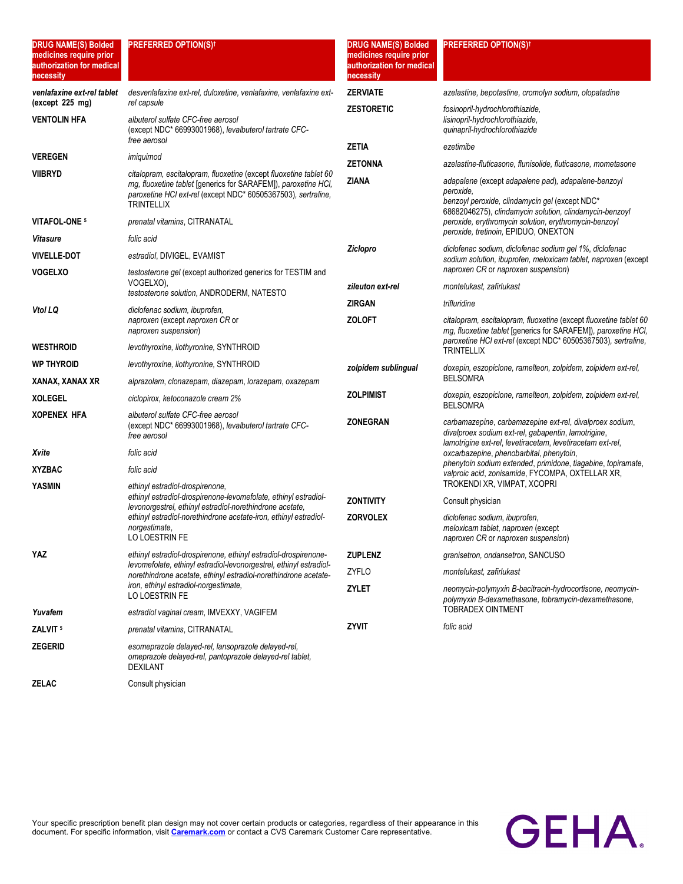| DRUG NAME(S) Bolded medicines require prior authorization for medical necessity | PREFERRED OPTION(S)† |
|---|---|
| *venlafaxine ext-rel tablet* **(except 225 mg)** | *desvenlafaxine ext-rel, duloxetine, venlafaxine, venlafaxine ext-rel capsule* |
| **VENTOLIN HFA** | *albuterol sulfate CFC-free aerosol* (except NDC* 66993001968), *levalbuterol tartrate CFC-free aerosol* |
| **VEREGEN** | *imiquimod* |
| **VIIBRYD** | *citalopram, escitalopram, fluoxetine* (except *fluoxetine tablet 60 mg, fluoxetine tablet* [generics for SARAFEM]), *paroxetine HCl, paroxetine HCl ext-rel* (except NDC* 60505367503), *sertraline*, TRINTELLIX |
| **VITAFOL-ONE** [5] | *prenatal vitamins*, CITRANATAL |
| ***Vitasure*** | *folic acid* |
| **VIVELLE-DOT** | *estradiol*, DIVIGEL, EVAMIST |
| **VOGELXO** | *testosterone gel* (except authorized generics for TESTIM and VOGELXO), *testosterone solution*, ANDRODERM, NATESTO |
| ***Vtol LQ*** | *diclofenac sodium, ibuprofen, naproxen* (except *naproxen CR* or *naproxen suspension*) |
| **WESTHROID** | *levothyroxine, liothyronine*, SYNTHROID |
| **WP THYROID** | *levothyroxine, liothyronine*, SYNTHROID |
| **XANAX, XANAX XR** | *alprazolam, clonazepam, diazepam, lorazepam, oxazepam* |
| **XOLEGEL** | *ciclopirox, ketoconazole cream 2%* |
| **XOPENEX HFA** | *albuterol sulfate CFC-free aerosol* (except NDC* 66993001968), *levalbuterol tartrate CFC-free aerosol* |
| ***Xvite*** | *folic acid* |
| **XYZBAC** | *folic acid* |
| **YASMIN** | *ethinyl estradiol-drospirenone, ethinyl estradiol-drospirenone-levomefolate, ethinyl estradiol-levonorgestrel, ethinyl estradiol-norethindrone acetate, ethinyl estradiol-norethindrone acetate-iron, ethinyl estradiol-norgestimate*, LO LOESTRIN FE |
| **YAZ** | *ethinyl estradiol-drospirenone, ethinyl estradiol-drospirenone-levomefolate, ethinyl estradiol-levonorgestrel, ethinyl estradiol-norethindrone acetate, ethinyl estradiol-norethindrone acetate-iron, ethinyl estradiol-norgestimate*, LO LOESTRIN FE |
| ***Yuvafem*** | *estradiol vaginal cream*, IMVEXXY, VAGIFEM |
| **ZALVIT** [5] | *prenatal vitamins*, CITRANATAL |
| **ZEGERID** | *esomeprazole delayed-rel, lansoprazole delayed-rel, omeprazole delayed-rel, pantoprazole delayed-rel tablet*, DEXILANT |
| **ZELAC** | Consult physician |
| **ZERVIATE** | *azelastine, bepotastine, cromolyn sodium, olopatadine* |
| **ZESTORETIC** | *fosinopril-hydrochlorothiazide, lisinopril-hydrochlorothiazide, quinapril-hydrochlorothiazide* |
| **ZETIA** | *ezetimibe* |
| **ZETONNA** | *azelastine-fluticasone, flunisolide, fluticasone, mometasone* |
| **ZIANA** | *adapalene* (except *adapalene pad*), *adapalene-benzoyl peroxide, benzoyl peroxide, clindamycin gel* (except NDC* 68682046275), *clindamycin solution, clindamycin-benzoyl peroxide, erythromycin solution, erythromycin-benzoyl peroxide, tretinoin*, EPIDUO, ONEXTON |
| ***Ziclopro*** | *diclofenac sodium, diclofenac sodium gel 1%, diclofenac sodium solution, ibuprofen, meloxicam tablet, naproxen* (except *naproxen CR* or *naproxen suspension*) |
| ***zileuton ext-rel*** | *montelukast, zafirlukast* |
| **ZIRGAN** | *trifluridine* |
| **ZOLOFT** | *citalopram, escitalopram, fluoxetine* (except *fluoxetine tablet 60 mg, fluoxetine tablet* [generics for SARAFEM]), *paroxetine HCl, paroxetine HCl ext-rel* (except NDC* 60505367503), *sertraline*, TRINTELLIX |
| ***zolpidem sublingual*** | *doxepin, eszopiclone, ramelteon, zolpidem, zolpidem ext-rel*, BELSOMRA |
| **ZOLPIMIST** | *doxepin, eszopiclone, ramelteon, zolpidem, zolpidem ext-rel*, BELSOMRA |
| **ZONEGRAN** | *carbamazepine, carbamazepine ext-rel, divalproex sodium, divalproex sodium ext-rel, gabapentin, lamotrigine, lamotrigine ext-rel, levetiracetam, levetiracetam ext-rel, oxcarbazepine, phenobarbital, phenytoin, phenytoin sodium extended, primidone, tiagabine, topiramate, valproic acid, zonisamide*, FYCOMPA, OXTELLAR XR, TROKENDI XR, VIMPAT, XCOPRI |
| **ZONTIVITY** | Consult physician |
| **ZORVOLEX** | *diclofenac sodium, ibuprofen, meloxicam tablet, naproxen* (except *naproxen CR* or *naproxen suspension*) |
| **ZUPLENZ** | *granisetron, ondansetron*, SANCUSO |
| ZYFLO | *montelukast, zafirlukast* |
| **ZYLET** | *neomycin-polymyxin B-bacitracin-hydrocortisone, neomycin-polymyxin B-dexamethasone, tobramycin-dexamethasone*, TOBRADEX OINTMENT |
| **ZYVIT** | *folic acid* |

Your specific prescription benefit plan design may not cover certain products or categories, regardless of their appearance in this document. For specific information, visit **Caremark.com** or contact a CVS Caremark Customer Care representative.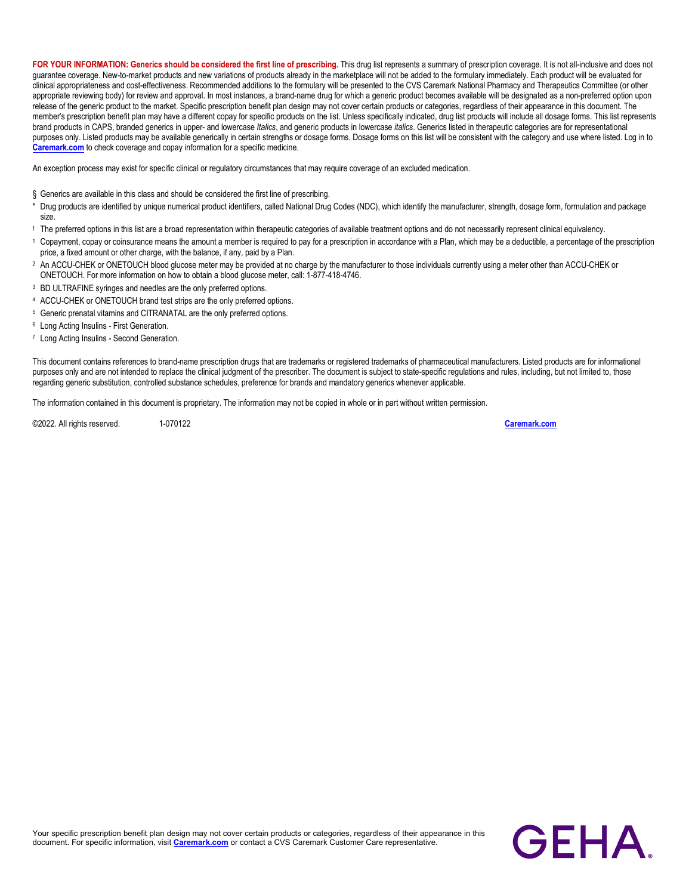**FOR YOUR INFORMATION: Generics should be considered the first line of prescribing.** This drug list represents a summary of prescription coverage. It is not all-inclusive and does not guarantee coverage. New-to-market products and new variations of products already in the marketplace will not be added to the formulary immediately. Each product will be evaluated for clinical appropriateness and cost-effectiveness. Recommended additions to the formulary will be presented to the CVS Caremark National Pharmacy and Therapeutics Committee (or other appropriate reviewing body) for review and approval. In most instances, a brand-name drug for which a generic product becomes available will be designated as a non-preferred option upon release of the generic product to the market. Specific prescription benefit plan design may not cover certain products or categories, regardless of their appearance in this document. The member's prescription benefit plan may have a different copay for specific products on the list. Unless specifically indicated, drug list products will include all dosage forms. This list represents brand products in CAPS, branded generics in upper- and lowercase *Italics*, and generic products in lowercase *italics*. Generics listed in therapeutic categories are for representational purposes only. Listed products may be available generically in certain strengths or dosage forms. Dosage forms on this list will be consistent with the category and use where listed. Log in to **Caremark.com** to check coverage and copay information for a specific medicine.

An exception process may exist for specific clinical or regulatory circumstances that may require coverage of an excluded medication.

§ Generics are available in this class and should be considered the first line of prescribing.

\* Drug products are identified by unique numerical product identifiers, called National Drug Codes (NDC), which identify the manufacturer, strength, dosage form, formulation and package size.

† The preferred options in this list are a broad representation within therapeutic categories of available treatment options and do not necessarily represent clinical equivalency.

[1] Copayment, copay or coinsurance means the amount a member is required to pay for a prescription in accordance with a Plan, which may be a deductible, a percentage of the prescription price, a fixed amount or other charge, with the balance, if any, paid by a Plan.

[2] An ACCU-CHEK or ONETOUCH blood glucose meter may be provided at no charge by the manufacturer to those individuals currently using a meter other than ACCU-CHEK or ONETOUCH. For more information on how to obtain a blood glucose meter, call: 1-877-418-4746.

[3] BD ULTRAFINE syringes and needles are the only preferred options.

[4] ACCU-CHEK or ONETOUCH brand test strips are the only preferred options.

[5] Generic prenatal vitamins and CITRANATAL are the only preferred options.

[6] Long Acting Insulins - First Generation.

[7] Long Acting Insulins - Second Generation.

This document contains references to brand-name prescription drugs that are trademarks or registered trademarks of pharmaceutical manufacturers. Listed products are for informational purposes only and are not intended to replace the clinical judgment of the prescriber. The document is subject to state-specific regulations and rules, including, but not limited to, those regarding generic substitution, controlled substance schedules, preference for brands and mandatory generics whenever applicable.

The information contained in this document is proprietary. The information may not be copied in whole or in part without written permission.

©2022. All rights reserved. 1-070122 **Caremark.com**

Your specific prescription benefit plan design may not cover certain products or categories, regardless of their appearance in this document. For specific information, visit **Caremark.com** or contact a CVS Caremark Customer Care representative.

GEHA